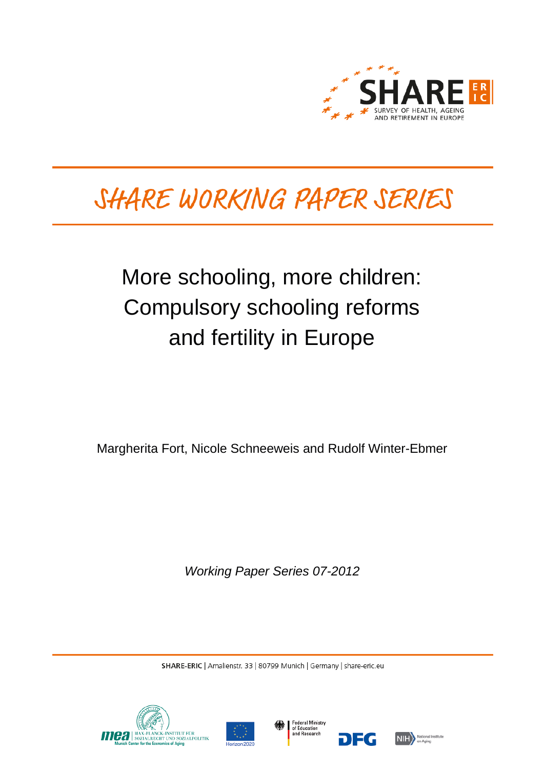SHARE
SURVEY OF HEALTH, AGEING AND RETIREMENT IN EUROPE

# SHARE WORKING PAPER SERIES

## More schooling, more children: Compulsory schooling reforms and fertility in Europe

Margherita Fort, Nicole Schneeweis and Rudolf Winter-Ebmer

*Working Paper Series 07-2012*

**SHARE-ERIC** | Amalienstr. 33 | 80799 Munich | Germany | share-eric.eu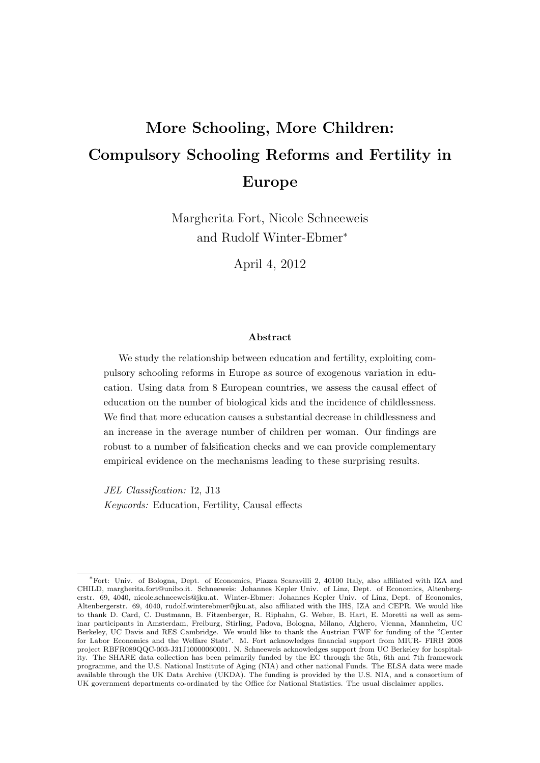# More Schooling, More Children: Compulsory Schooling Reforms and Fertility in Europe

Margherita Fort, Nicole Schneeweis
and Rudolf Winter-Ebmer*

April 4, 2012

### Abstract

We study the relationship between education and fertility, exploiting compulsory schooling reforms in Europe as source of exogenous variation in education. Using data from 8 European countries, we assess the causal effect of education on the number of biological kids and the incidence of childlessness. We find that more education causes a substantial decrease in childlessness and an increase in the average number of children per woman. Our findings are robust to a number of falsification checks and we can provide complementary empirical evidence on the mechanisms leading to these surprising results.

*JEL Classification:* I2, J13

*Keywords:* Education, Fertility, Causal effects

---

*Fort: Univ. of Bologna, Dept. of Economics, Piazza Scaravilli 2, 40100 Italy, also affiliated with IZA and CHILD, margherita.fort@unibo.it. Schneeweis: Johannes Kepler Univ. of Linz, Dept. of Economics, Altenbergerstr. 69, 4040, nicole.schneeweis@jku.at. Winter-Ebmer: Johannes Kepler Univ. of Linz, Dept. of Economics, Altenbergerstr. 69, 4040, rudolf.winterebmer@jku.at, also affiliated with the IHS, IZA and CEPR. We would like to thank D. Card, C. Dustmann, B. Fitzenberger, R. Riphahn, G. Weber, B. Hart, E. Moretti as well as seminar participants in Amsterdam, Freiburg, Stirling, Padova, Bologna, Milano, Alghero, Vienna, Mannheim, UC Berkeley, UC Davis and RES Cambridge. We would like to thank the Austrian FWF for funding of the "Center for Labor Economics and the Welfare State". M. Fort acknowledges financial support from MIUR- FIRB 2008 project RBFR089QQC-003-J31J10000060001. N. Schneeweis acknowledges support from UC Berkeley for hospitality. The SHARE data collection has been primarily funded by the EC through the 5th, 6th and 7th framework programme, and the U.S. National Institute of Aging (NIA) and other national Funds. The ELSA data were made available through the UK Data Archive (UKDA). The funding is provided by the U.S. NIA, and a consortium of UK government departments co-ordinated by the Office for National Statistics. The usual disclaimer applies.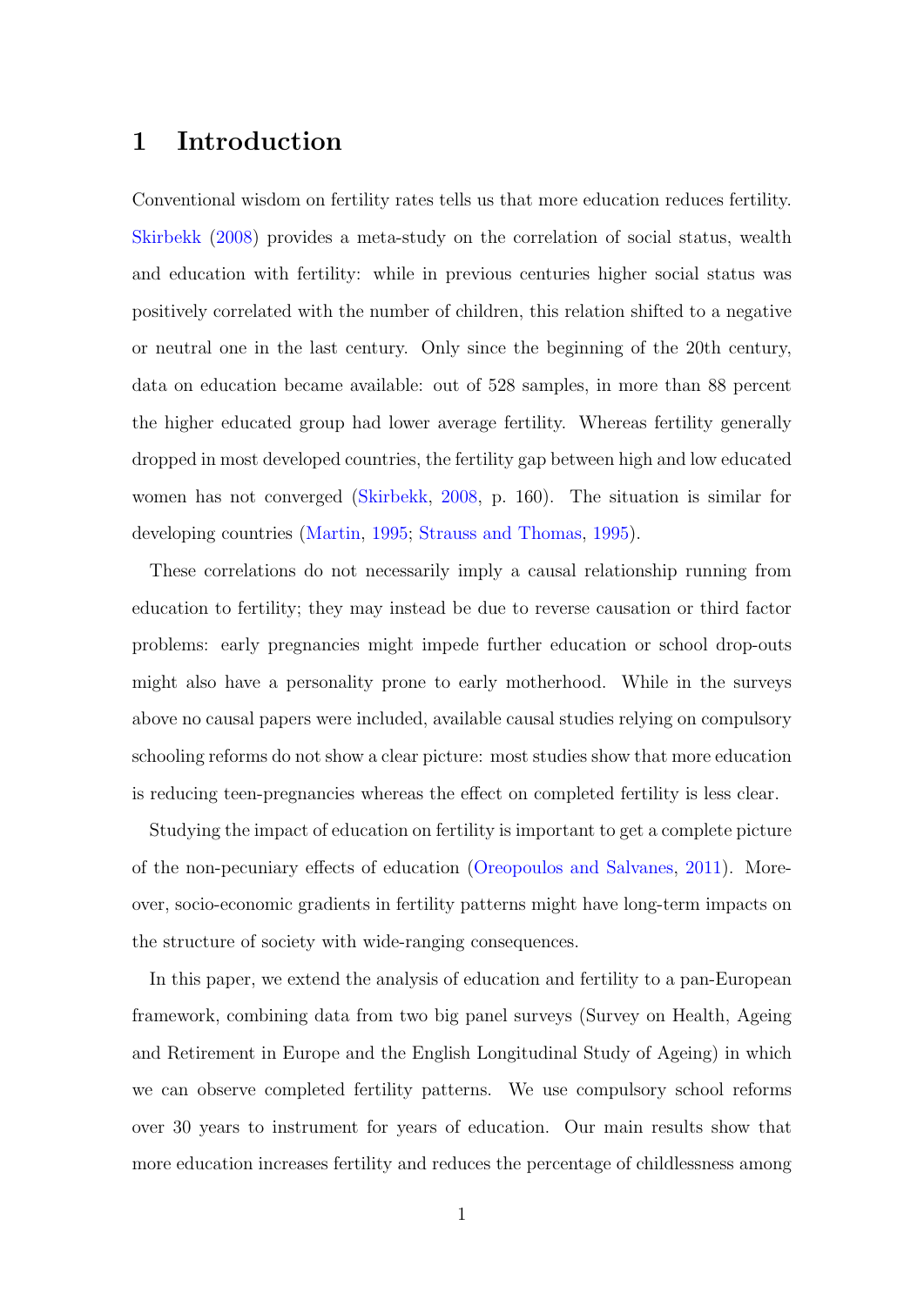# 1 Introduction

Conventional wisdom on fertility rates tells us that more education reduces fertility. Skirbekk (2008) provides a meta-study on the correlation of social status, wealth and education with fertility: while in previous centuries higher social status was positively correlated with the number of children, this relation shifted to a negative or neutral one in the last century. Only since the beginning of the 20th century, data on education became available: out of 528 samples, in more than 88 percent the higher educated group had lower average fertility. Whereas fertility generally dropped in most developed countries, the fertility gap between high and low educated women has not converged (Skirbekk, 2008, p. 160). The situation is similar for developing countries (Martin, 1995; Strauss and Thomas, 1995).

These correlations do not necessarily imply a causal relationship running from education to fertility; they may instead be due to reverse causation or third factor problems: early pregnancies might impede further education or school drop-outs might also have a personality prone to early motherhood. While in the surveys above no causal papers were included, available causal studies relying on compulsory schooling reforms do not show a clear picture: most studies show that more education is reducing teen-pregnancies whereas the effect on completed fertility is less clear.

Studying the impact of education on fertility is important to get a complete picture of the non-pecuniary effects of education (Oreopoulos and Salvanes, 2011). Moreover, socio-economic gradients in fertility patterns might have long-term impacts on the structure of society with wide-ranging consequences.

In this paper, we extend the analysis of education and fertility to a pan-European framework, combining data from two big panel surveys (Survey on Health, Ageing and Retirement in Europe and the English Longitudinal Study of Ageing) in which we can observe completed fertility patterns. We use compulsory school reforms over 30 years to instrument for years of education. Our main results show that more education increases fertility and reduces the percentage of childlessness among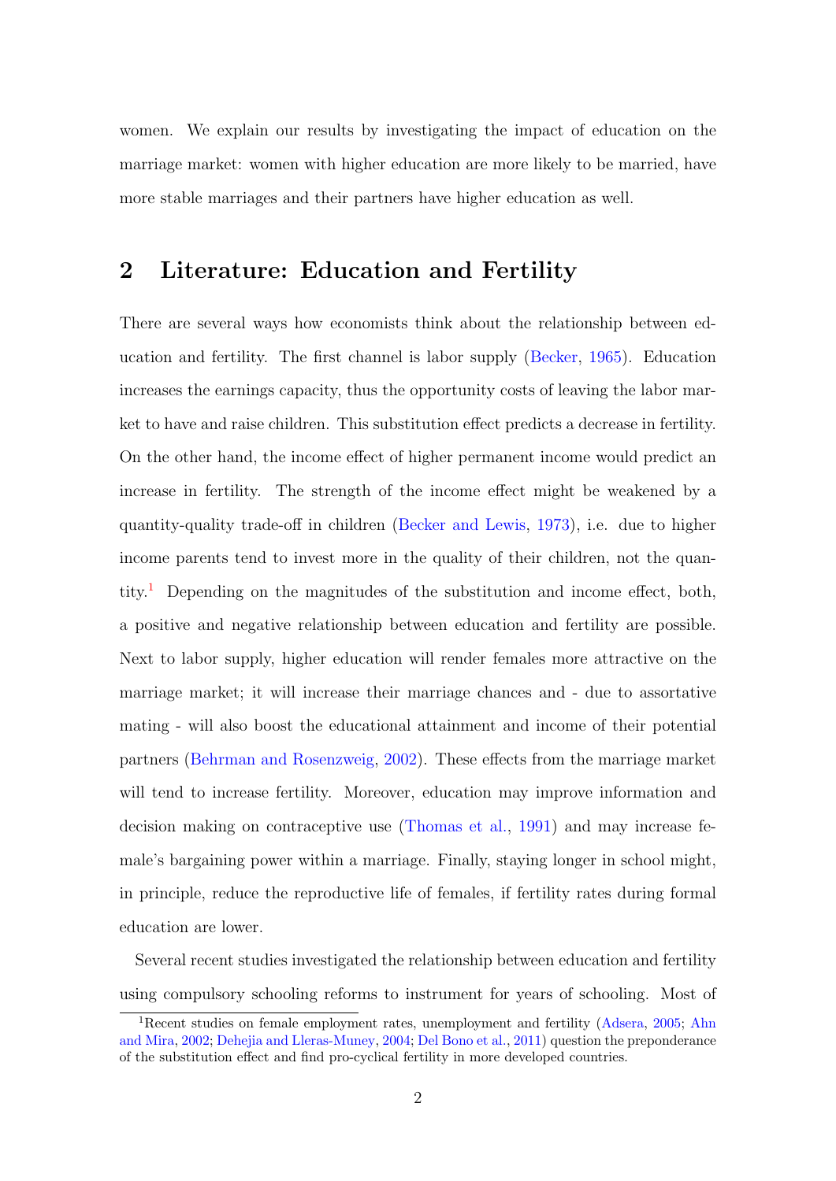women. We explain our results by investigating the impact of education on the marriage market: women with higher education are more likely to be married, have more stable marriages and their partners have higher education as well.

## 2 Literature: Education and Fertility

There are several ways how economists think about the relationship between education and fertility. The first channel is labor supply (Becker, 1965). Education increases the earnings capacity, thus the opportunity costs of leaving the labor market to have and raise children. This substitution effect predicts a decrease in fertility. On the other hand, the income effect of higher permanent income would predict an increase in fertility. The strength of the income effect might be weakened by a quantity-quality trade-off in children (Becker and Lewis, 1973), i.e. due to higher income parents tend to invest more in the quality of their children, not the quantity.[1] Depending on the magnitudes of the substitution and income effect, both, a positive and negative relationship between education and fertility are possible. Next to labor supply, higher education will render females more attractive on the marriage market; it will increase their marriage chances and - due to assortative mating - will also boost the educational attainment and income of their potential partners (Behrman and Rosenzweig, 2002). These effects from the marriage market will tend to increase fertility. Moreover, education may improve information and decision making on contraceptive use (Thomas et al., 1991) and may increase female's bargaining power within a marriage. Finally, staying longer in school might, in principle, reduce the reproductive life of females, if fertility rates during formal education are lower.

Several recent studies investigated the relationship between education and fertility using compulsory schooling reforms to instrument for years of schooling. Most of

[1] Recent studies on female employment rates, unemployment and fertility (Adsera, 2005; Ahn and Mira, 2002; Dehejia and Lleras-Muney, 2004; Del Bono et al., 2011) question the preponderance of the substitution effect and find pro-cyclical fertility in more developed countries.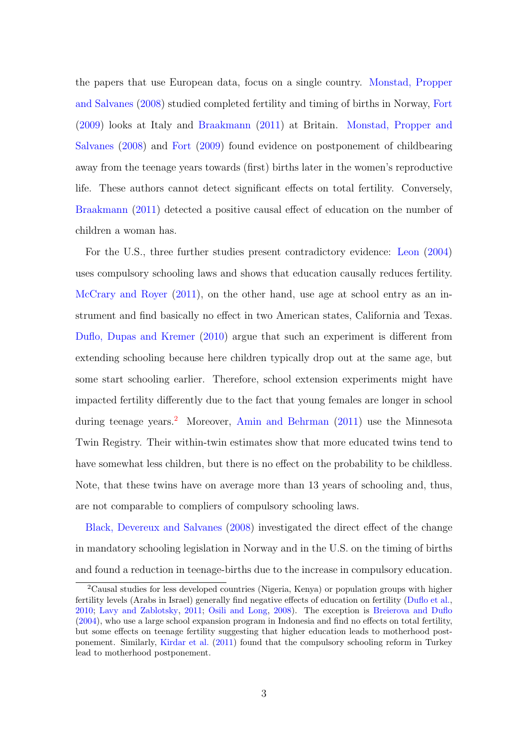the papers that use European data, focus on a single country. Monstad, Propper and Salvanes (2008) studied completed fertility and timing of births in Norway, Fort (2009) looks at Italy and Braakmann (2011) at Britain. Monstad, Propper and Salvanes (2008) and Fort (2009) found evidence on postponement of childbearing away from the teenage years towards (first) births later in the women's reproductive life. These authors cannot detect significant effects on total fertility. Conversely, Braakmann (2011) detected a positive causal effect of education on the number of children a woman has.

For the U.S., three further studies present contradictory evidence: Leon (2004) uses compulsory schooling laws and shows that education causally reduces fertility. McCrary and Royer (2011), on the other hand, use age at school entry as an instrument and find basically no effect in two American states, California and Texas. Duflo, Dupas and Kremer (2010) argue that such an experiment is different from extending schooling because here children typically drop out at the same age, but some start schooling earlier. Therefore, school extension experiments might have impacted fertility differently due to the fact that young females are longer in school during teenage years.[2] Moreover, Amin and Behrman (2011) use the Minnesota Twin Registry. Their within-twin estimates show that more educated twins tend to have somewhat less children, but there is no effect on the probability to be childless. Note, that these twins have on average more than 13 years of schooling and, thus, are not comparable to compliers of compulsory schooling laws.

Black, Devereux and Salvanes (2008) investigated the direct effect of the change in mandatory schooling legislation in Norway and in the U.S. on the timing of births and found a reduction in teenage-births due to the increase in compulsory education.

[2] Causal studies for less developed countries (Nigeria, Kenya) or population groups with higher fertility levels (Arabs in Israel) generally find negative effects of education on fertility (Duflo et al., 2010; Lavy and Zablotsky, 2011; Osili and Long, 2008). The exception is Breierova and Duflo (2004), who use a large school expansion program in Indonesia and find no effects on total fertility, but some effects on teenage fertility suggesting that higher education leads to motherhood postponement. Similarly, Kirdar et al. (2011) found that the compulsory schooling reform in Turkey lead to motherhood postponement.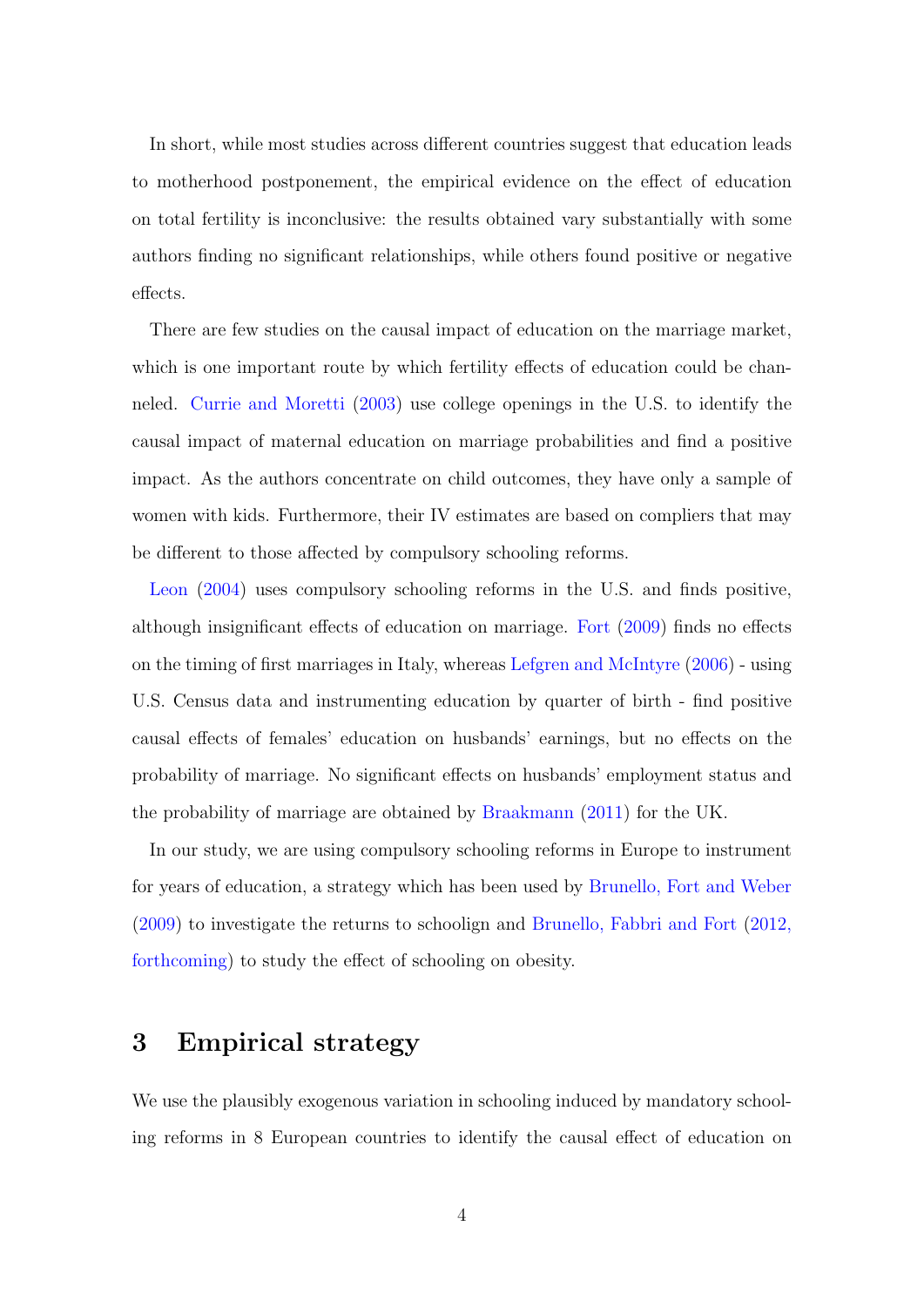In short, while most studies across different countries suggest that education leads to motherhood postponement, the empirical evidence on the effect of education on total fertility is inconclusive: the results obtained vary substantially with some authors finding no significant relationships, while others found positive or negative effects.

There are few studies on the causal impact of education on the marriage market, which is one important route by which fertility effects of education could be channeled. Currie and Moretti (2003) use college openings in the U.S. to identify the causal impact of maternal education on marriage probabilities and find a positive impact. As the authors concentrate on child outcomes, they have only a sample of women with kids. Furthermore, their IV estimates are based on compliers that may be different to those affected by compulsory schooling reforms.

Leon (2004) uses compulsory schooling reforms in the U.S. and finds positive, although insignificant effects of education on marriage. Fort (2009) finds no effects on the timing of first marriages in Italy, whereas Lefgren and McIntyre (2006) - using U.S. Census data and instrumenting education by quarter of birth - find positive causal effects of females' education on husbands' earnings, but no effects on the probability of marriage. No significant effects on husbands' employment status and the probability of marriage are obtained by Braakmann (2011) for the UK.

In our study, we are using compulsory schooling reforms in Europe to instrument for years of education, a strategy which has been used by Brunello, Fort and Weber (2009) to investigate the returns to schoolign and Brunello, Fabbri and Fort (2012, forthcoming) to study the effect of schooling on obesity.

## 3 Empirical strategy

We use the plausibly exogenous variation in schooling induced by mandatory schooling reforms in 8 European countries to identify the causal effect of education on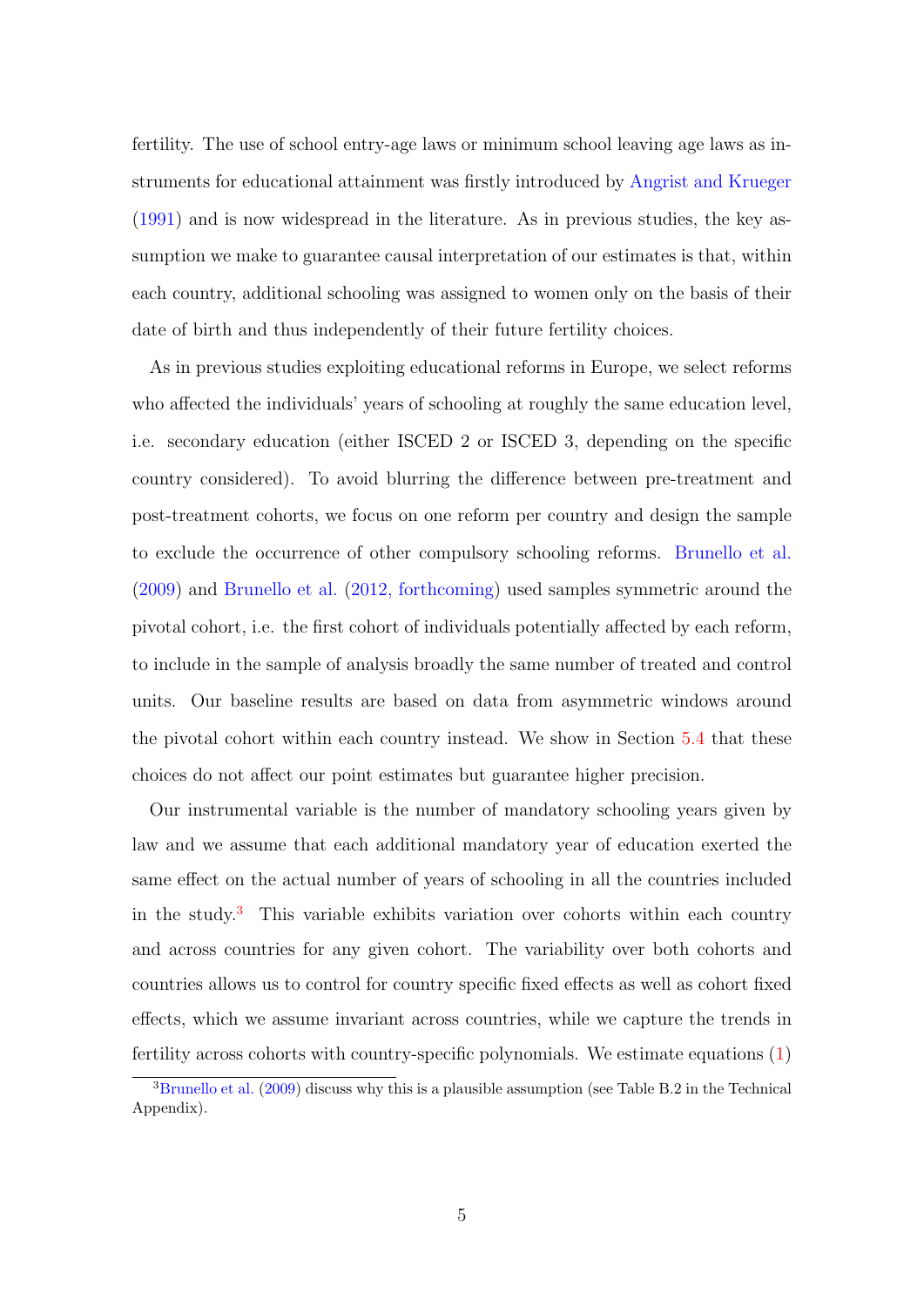fertility. The use of school entry-age laws or minimum school leaving age laws as instruments for educational attainment was firstly introduced by Angrist and Krueger (1991) and is now widespread in the literature. As in previous studies, the key assumption we make to guarantee causal interpretation of our estimates is that, within each country, additional schooling was assigned to women only on the basis of their date of birth and thus independently of their future fertility choices.

As in previous studies exploiting educational reforms in Europe, we select reforms who affected the individuals' years of schooling at roughly the same education level, i.e. secondary education (either ISCED 2 or ISCED 3, depending on the specific country considered). To avoid blurring the difference between pre-treatment and post-treatment cohorts, we focus on one reform per country and design the sample to exclude the occurrence of other compulsory schooling reforms. Brunello et al. (2009) and Brunello et al. (2012, forthcoming) used samples symmetric around the pivotal cohort, i.e. the first cohort of individuals potentially affected by each reform, to include in the sample of analysis broadly the same number of treated and control units. Our baseline results are based on data from asymmetric windows around the pivotal cohort within each country instead. We show in Section 5.4 that these choices do not affect our point estimates but guarantee higher precision.

Our instrumental variable is the number of mandatory schooling years given by law and we assume that each additional mandatory year of education exerted the same effect on the actual number of years of schooling in all the countries included in the study.[3] This variable exhibits variation over cohorts within each country and across countries for any given cohort. The variability over both cohorts and countries allows us to control for country specific fixed effects as well as cohort fixed effects, which we assume invariant across countries, while we capture the trends in fertility across cohorts with country-specific polynomials. We estimate equations (1)

[3] Brunello et al. (2009) discuss why this is a plausible assumption (see Table B.2 in the Technical Appendix).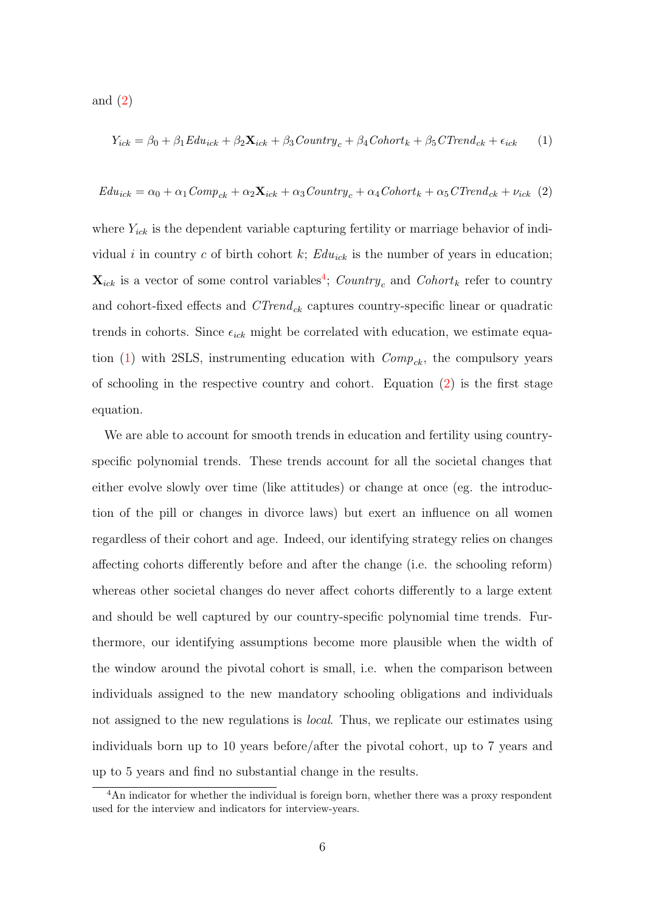and (2)

$$Y_{ick} = \beta_0 + \beta_1 Edu_{ick} + \beta_2 \mathbf{X}_{ick} + \beta_3 Country_c + \beta_4 Cohort_k + \beta_5 CTrend_{ck} + \epsilon_{ick} \quad (1)$$

$$Edu_{ick} = \alpha_0 + \alpha_1 Comp_{ck} + \alpha_2 \mathbf{X}_{ick} + \alpha_3 Country_c + \alpha_4 Cohort_k + \alpha_5 CTrend_{ck} + \nu_{ick} \quad (2)$$

where $Y_{ick}$ is the dependent variable capturing fertility or marriage behavior of individual $i$ in country $c$ of birth cohort $k$; $Edu_{ick}$ is the number of years in education; $\mathbf{X}_{ick}$ is a vector of some control variables[4]; $Country_c$ and $Cohort_k$ refer to country and cohort-fixed effects and $CTrend_{ck}$ captures country-specific linear or quadratic trends in cohorts. Since $\epsilon_{ick}$ might be correlated with education, we estimate equation (1) with 2SLS, instrumenting education with $Comp_{ck}$, the compulsory years of schooling in the respective country and cohort. Equation (2) is the first stage equation.

We are able to account for smooth trends in education and fertility using country-specific polynomial trends. These trends account for all the societal changes that either evolve slowly over time (like attitudes) or change at once (eg. the introduction of the pill or changes in divorce laws) but exert an influence on all women regardless of their cohort and age. Indeed, our identifying strategy relies on changes affecting cohorts differently before and after the change (i.e. the schooling reform) whereas other societal changes do never affect cohorts differently to a large extent and should be well captured by our country-specific polynomial time trends. Furthermore, our identifying assumptions become more plausible when the width of the window around the pivotal cohort is small, i.e. when the comparison between individuals assigned to the new mandatory schooling obligations and individuals not assigned to the new regulations is *local*. Thus, we replicate our estimates using individuals born up to 10 years before/after the pivotal cohort, up to 7 years and up to 5 years and find no substantial change in the results.

[4] An indicator for whether the individual is foreign born, whether there was a proxy respondent used for the interview and indicators for interview-years.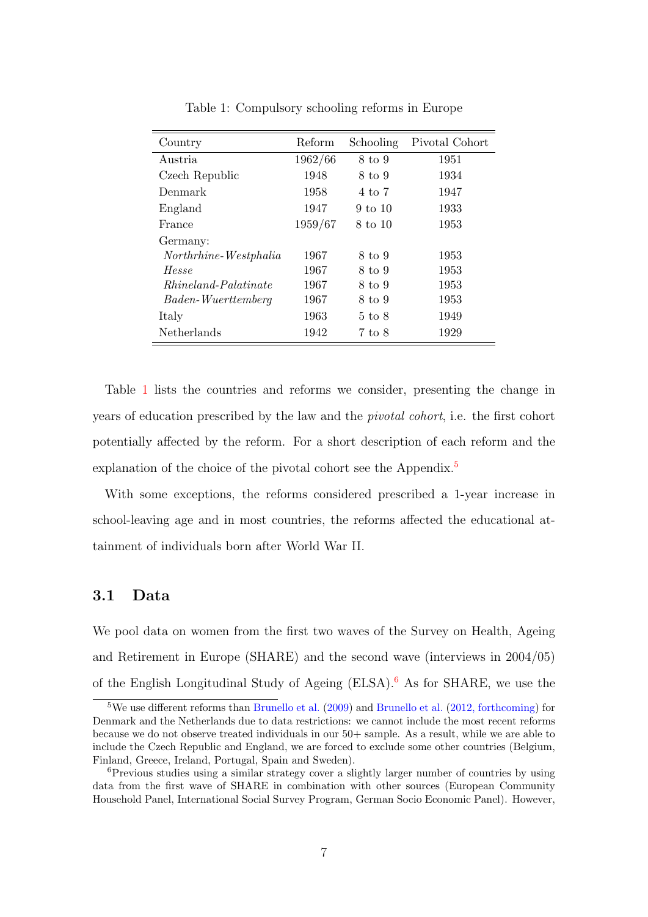Table 1: Compulsory schooling reforms in Europe

| Country | Reform | Schooling | Pivotal Cohort |
|---|---|---|---|
| Austria | 1962/66 | 8 to 9 | 1951 |
| Czech Republic | 1948 | 8 to 9 | 1934 |
| Denmark | 1958 | 4 to 7 | 1947 |
| England | 1947 | 9 to 10 | 1933 |
| France | 1959/67 | 8 to 10 | 1953 |
| Germany: | | | |
| *Northrhine-Westphalia* | 1967 | 8 to 9 | 1953 |
| *Hesse* | 1967 | 8 to 9 | 1953 |
| *Rhineland-Palatinate* | 1967 | 8 to 9 | 1953 |
| *Baden-Wuerttemberg* | 1967 | 8 to 9 | 1953 |
| Italy | 1963 | 5 to 8 | 1949 |
| Netherlands | 1942 | 7 to 8 | 1929 |

Table 1 lists the countries and reforms we consider, presenting the change in years of education prescribed by the law and the *pivotal cohort*, i.e. the first cohort potentially affected by the reform. For a short description of each reform and the explanation of the choice of the pivotal cohort see the Appendix.[5]

With some exceptions, the reforms considered prescribed a 1-year increase in school-leaving age and in most countries, the reforms affected the educational attainment of individuals born after World War II.

### 3.1 Data

We pool data on women from the first two waves of the Survey on Health, Ageing and Retirement in Europe (SHARE) and the second wave (interviews in 2004/05) of the English Longitudinal Study of Ageing (ELSA).[6] As for SHARE, we use the

[5] We use different reforms than Brunello et al. (2009) and Brunello et al. (2012, forthcoming) for Denmark and the Netherlands due to data restrictions: we cannot include the most recent reforms because we do not observe treated individuals in our 50+ sample. As a result, while we are able to include the Czech Republic and England, we are forced to exclude some other countries (Belgium, Finland, Greece, Ireland, Portugal, Spain and Sweden).

[6] Previous studies using a similar strategy cover a slightly larger number of countries by using data from the first wave of SHARE in combination with other sources (European Community Household Panel, International Social Survey Program, German Socio Economic Panel). However,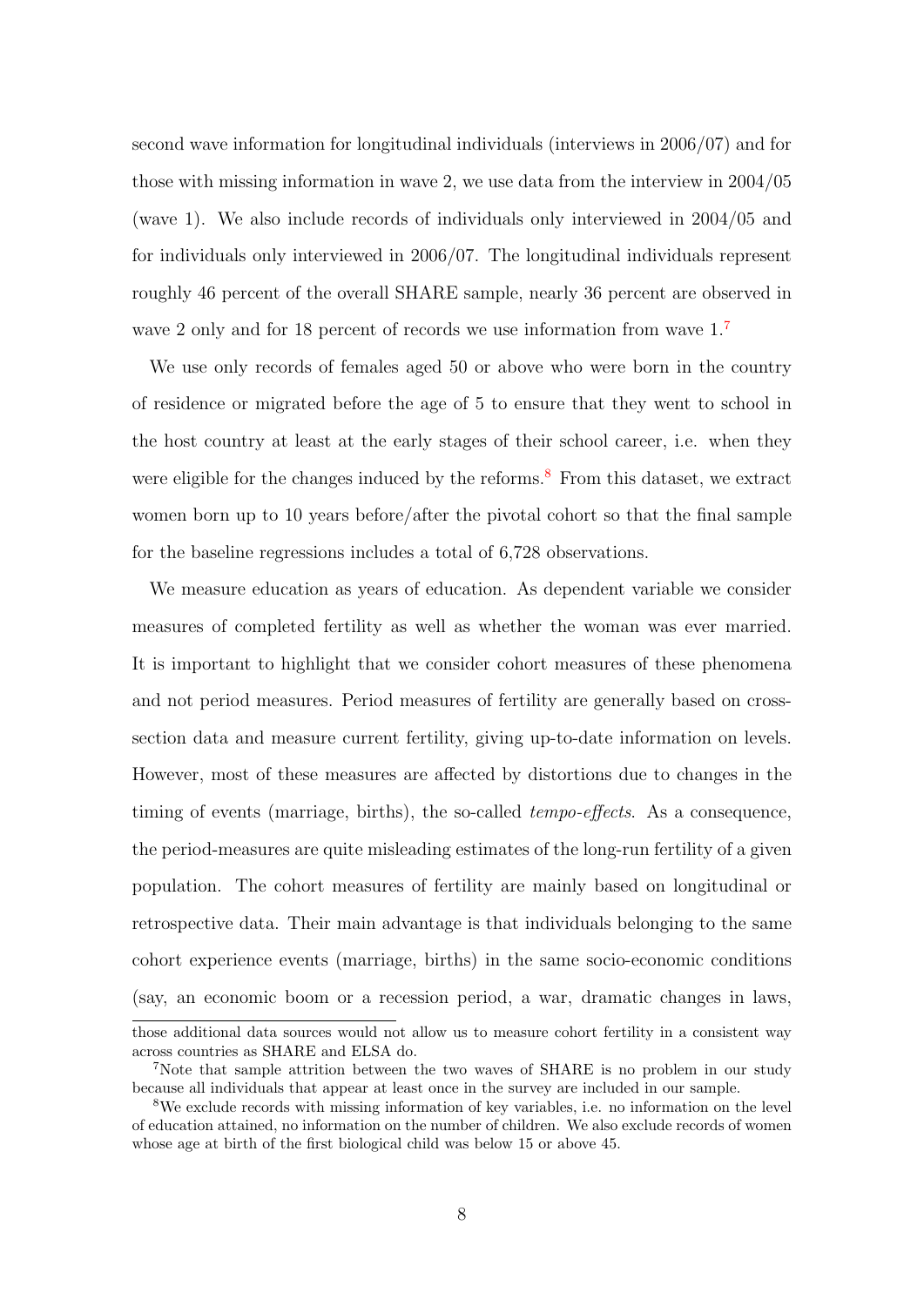second wave information for longitudinal individuals (interviews in 2006/07) and for those with missing information in wave 2, we use data from the interview in 2004/05 (wave 1). We also include records of individuals only interviewed in 2004/05 and for individuals only interviewed in 2006/07. The longitudinal individuals represent roughly 46 percent of the overall SHARE sample, nearly 36 percent are observed in wave 2 only and for 18 percent of records we use information from wave 1.[7]

We use only records of females aged 50 or above who were born in the country of residence or migrated before the age of 5 to ensure that they went to school in the host country at least at the early stages of their school career, i.e. when they were eligible for the changes induced by the reforms.[8] From this dataset, we extract women born up to 10 years before/after the pivotal cohort so that the final sample for the baseline regressions includes a total of 6,728 observations.

We measure education as years of education. As dependent variable we consider measures of completed fertility as well as whether the woman was ever married. It is important to highlight that we consider cohort measures of these phenomena and not period measures. Period measures of fertility are generally based on cross-section data and measure current fertility, giving up-to-date information on levels. However, most of these measures are affected by distortions due to changes in the timing of events (marriage, births), the so-called *tempo-effects*. As a consequence, the period-measures are quite misleading estimates of the long-run fertility of a given population. The cohort measures of fertility are mainly based on longitudinal or retrospective data. Their main advantage is that individuals belonging to the same cohort experience events (marriage, births) in the same socio-economic conditions (say, an economic boom or a recession period, a war, dramatic changes in laws,

those additional data sources would not allow us to measure cohort fertility in a consistent way across countries as SHARE and ELSA do.

[7] Note that sample attrition between the two waves of SHARE is no problem in our study because all individuals that appear at least once in the survey are included in our sample.

[8] We exclude records with missing information of key variables, i.e. no information on the level of education attained, no information on the number of children. We also exclude records of women whose age at birth of the first biological child was below 15 or above 45.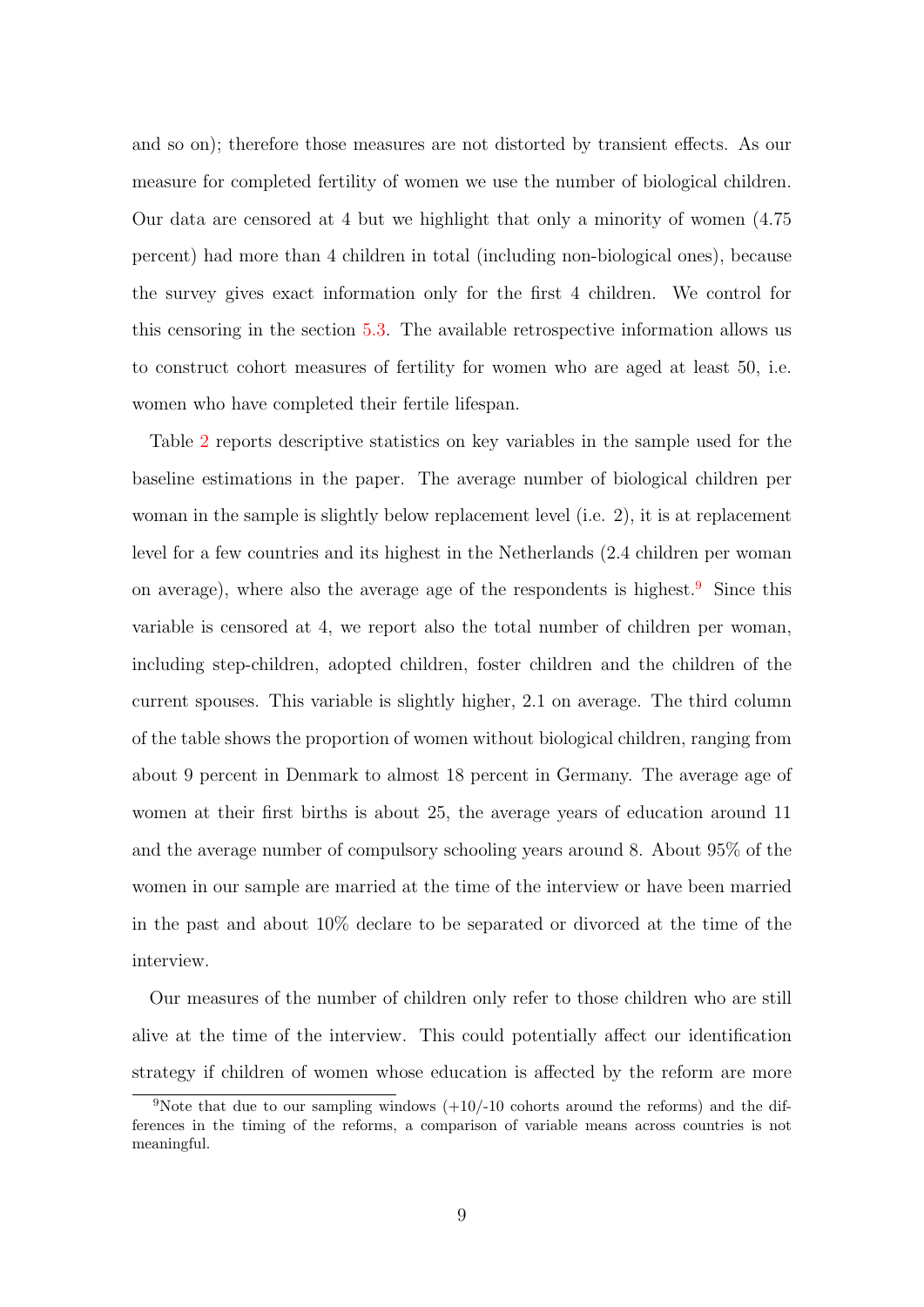and so on); therefore those measures are not distorted by transient effects. As our measure for completed fertility of women we use the number of biological children. Our data are censored at 4 but we highlight that only a minority of women (4.75 percent) had more than 4 children in total (including non-biological ones), because the survey gives exact information only for the first 4 children. We control for this censoring in the section 5.3. The available retrospective information allows us to construct cohort measures of fertility for women who are aged at least 50, i.e. women who have completed their fertile lifespan.

Table 2 reports descriptive statistics on key variables in the sample used for the baseline estimations in the paper. The average number of biological children per woman in the sample is slightly below replacement level (i.e. 2), it is at replacement level for a few countries and its highest in the Netherlands (2.4 children per woman on average), where also the average age of the respondents is highest.[9] Since this variable is censored at 4, we report also the total number of children per woman, including step-children, adopted children, foster children and the children of the current spouses. This variable is slightly higher, 2.1 on average. The third column of the table shows the proportion of women without biological children, ranging from about 9 percent in Denmark to almost 18 percent in Germany. The average age of women at their first births is about 25, the average years of education around 11 and the average number of compulsory schooling years around 8. About 95% of the women in our sample are married at the time of the interview or have been married in the past and about 10% declare to be separated or divorced at the time of the interview.

Our measures of the number of children only refer to those children who are still alive at the time of the interview. This could potentially affect our identification strategy if children of women whose education is affected by the reform are more

[9] Note that due to our sampling windows (+10/-10 cohorts around the reforms) and the differences in the timing of the reforms, a comparison of variable means across countries is not meaningful.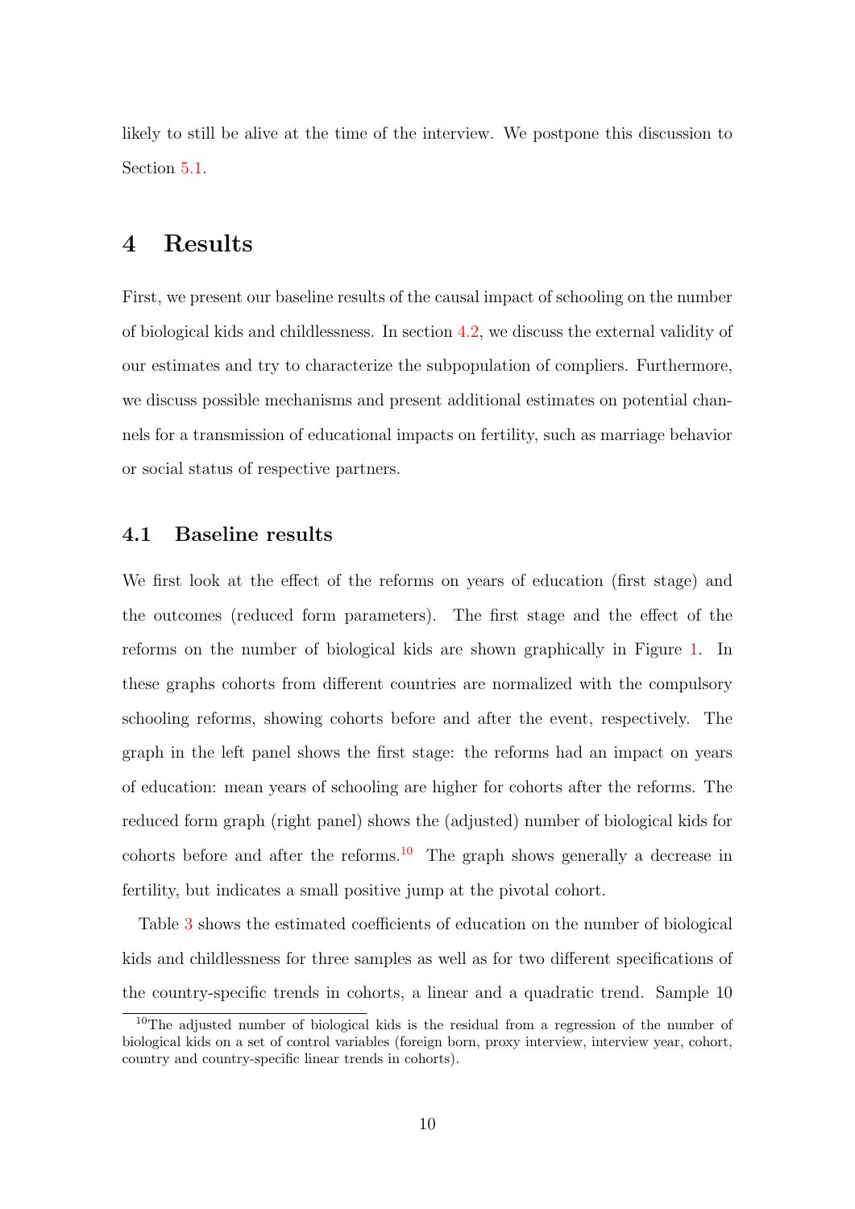likely to still be alive at the time of the interview. We postpone this discussion to Section 5.1.

# 4 Results

First, we present our baseline results of the causal impact of schooling on the number of biological kids and childlessness. In section 4.2, we discuss the external validity of our estimates and try to characterize the subpopulation of compliers. Furthermore, we discuss possible mechanisms and present additional estimates on potential channels for a transmission of educational impacts on fertility, such as marriage behavior or social status of respective partners.

## 4.1 Baseline results

We first look at the effect of the reforms on years of education (first stage) and the outcomes (reduced form parameters). The first stage and the effect of the reforms on the number of biological kids are shown graphically in Figure 1. In these graphs cohorts from different countries are normalized with the compulsory schooling reforms, showing cohorts before and after the event, respectively. The graph in the left panel shows the first stage: the reforms had an impact on years of education: mean years of schooling are higher for cohorts after the reforms. The reduced form graph (right panel) shows the (adjusted) number of biological kids for cohorts before and after the reforms.[10] The graph shows generally a decrease in fertility, but indicates a small positive jump at the pivotal cohort.

Table 3 shows the estimated coefficients of education on the number of biological kids and childlessness for three samples as well as for two different specifications of the country-specific trends in cohorts, a linear and a quadratic trend. Sample 10

[10] The adjusted number of biological kids is the residual from a regression of the number of biological kids on a set of control variables (foreign born, proxy interview, interview year, cohort, country and country-specific linear trends in cohorts).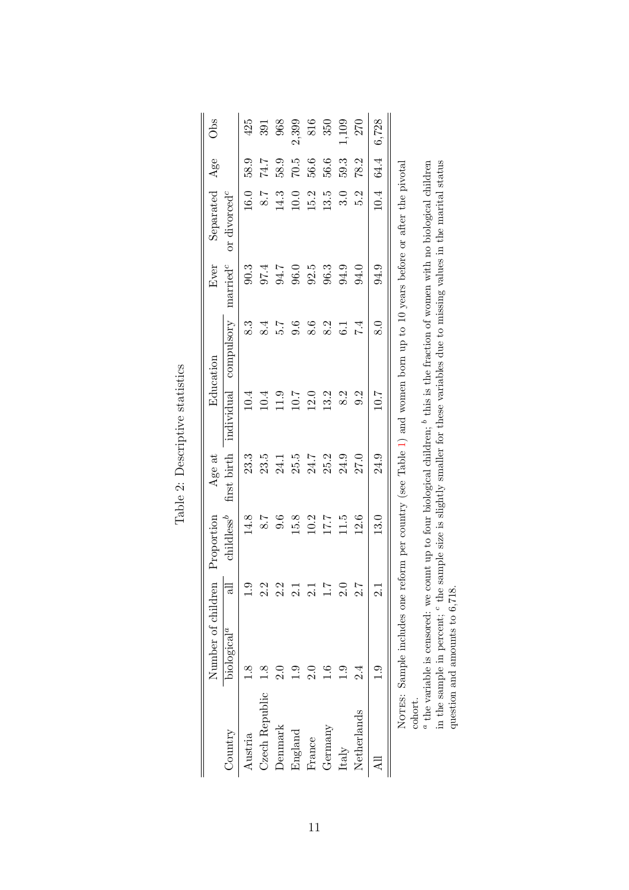Table 2: Descriptive statistics

| Country | Number of children | | Proportion | Age at | Education | | Ever | Separated | Age | Obs |
|---|---|---|---|---|---|---|---|---|---|---|
| | biological[a] | all | childless[b] | first birth | individual | compulsory | married[c] | or divorced[c] | | |
| Austria | 1.8 | 1.9 | 14.8 | 23.3 | 10.4 | 8.3 | 90.3 | 16.0 | 58.9 | 425 |
| Czech Republic | 1.8 | 2.2 | 8.7 | 23.5 | 10.4 | 8.4 | 97.4 | 8.7 | 74.7 | 391 |
| Denmark | 2.0 | 2.2 | 9.6 | 24.1 | 11.9 | 5.7 | 94.7 | 14.3 | 58.9 | 968 |
| England | 1.9 | 2.1 | 15.8 | 25.5 | 10.7 | 9.6 | 96.0 | 10.0 | 70.5 | 2,399 |
| France | 2.0 | 2.1 | 10.2 | 24.7 | 12.0 | 8.6 | 92.5 | 15.2 | 56.6 | 816 |
| Germany | 1.6 | 1.7 | 17.7 | 25.2 | 13.2 | 8.2 | 96.3 | 13.5 | 56.6 | 350 |
| Italy | 1.9 | 2.0 | 11.5 | 24.9 | 8.2 | 6.1 | 94.9 | 3.0 | 59.3 | 1,109 |
| Netherlands | 2.4 | 2.7 | 12.6 | 27.0 | 9.2 | 7.4 | 94.0 | 5.2 | 78.2 | 270 |
| All | 1.9 | 2.1 | 13.0 | 24.9 | 10.7 | 8.0 | 94.9 | 10.4 | 64.4 | 6,728 |

NOTES: Sample includes one reform per country (see Table 1) and women born up to 10 years before or after the pivotal cohort.
[a] the variable is censored: we count up to four biological children; [b] this is the fraction of women with no biological children in the sample in percent; [c] the sample size is slightly smaller for these variables due to missing values in the marital status question and amounts to 6,718.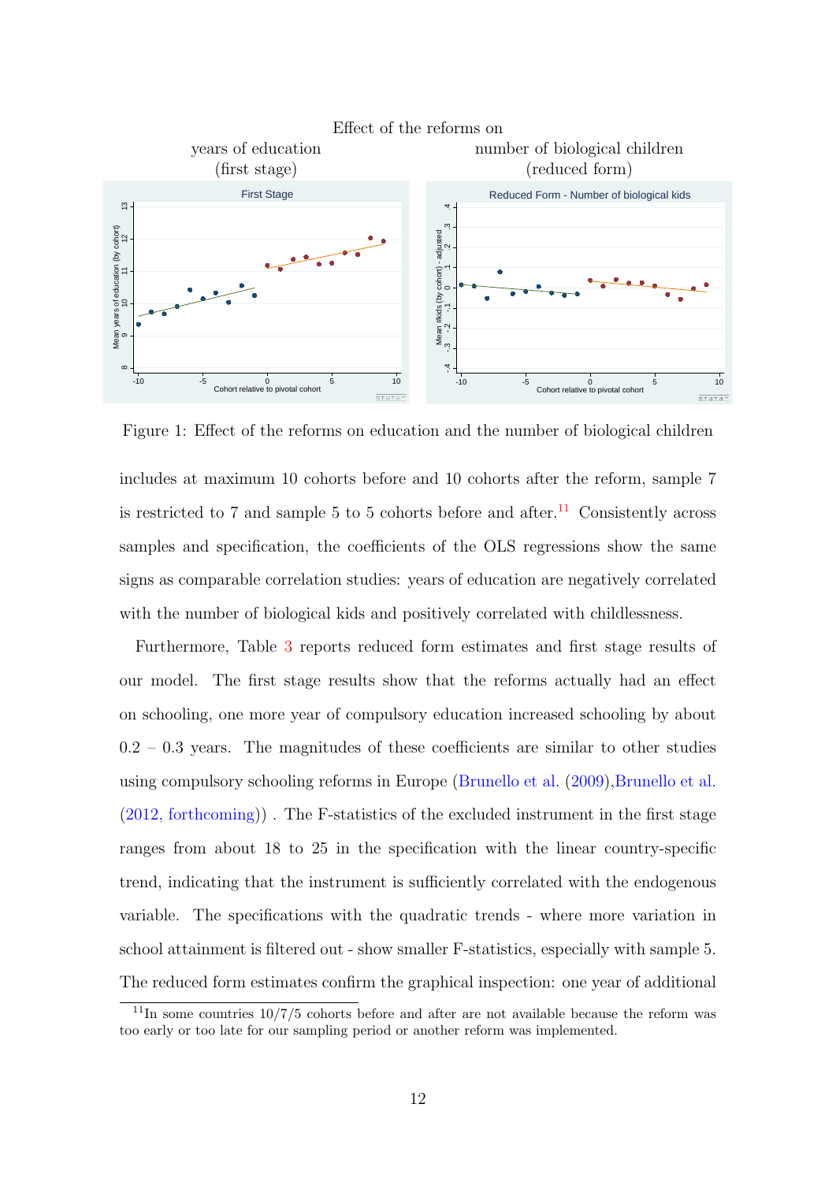Effect of the reforms on

years of education (first stage) — number of biological children (reduced form)

Figure 1: Effect of the reforms on education and the number of biological children

includes at maximum 10 cohorts before and 10 cohorts after the reform, sample 7 is restricted to 7 and sample 5 to 5 cohorts before and after.[11] Consistently across samples and specification, the coefficients of the OLS regressions show the same signs as comparable correlation studies: years of education are negatively correlated with the number of biological kids and positively correlated with childlessness.

Furthermore, Table 3 reports reduced form estimates and first stage results of our model. The first stage results show that the reforms actually had an effect on schooling, one more year of compulsory education increased schooling by about 0.2 – 0.3 years. The magnitudes of these coefficients are similar to other studies using compulsory schooling reforms in Europe (Brunello et al. (2009),Brunello et al. (2012, forthcoming)) . The F-statistics of the excluded instrument in the first stage ranges from about 18 to 25 in the specification with the linear country-specific trend, indicating that the instrument is sufficiently correlated with the endogenous variable. The specifications with the quadratic trends - where more variation in school attainment is filtered out - show smaller F-statistics, especially with sample 5. The reduced form estimates confirm the graphical inspection: one year of additional

[11] In some countries 10/7/5 cohorts before and after are not available because the reform was too early or too late for our sampling period or another reform was implemented.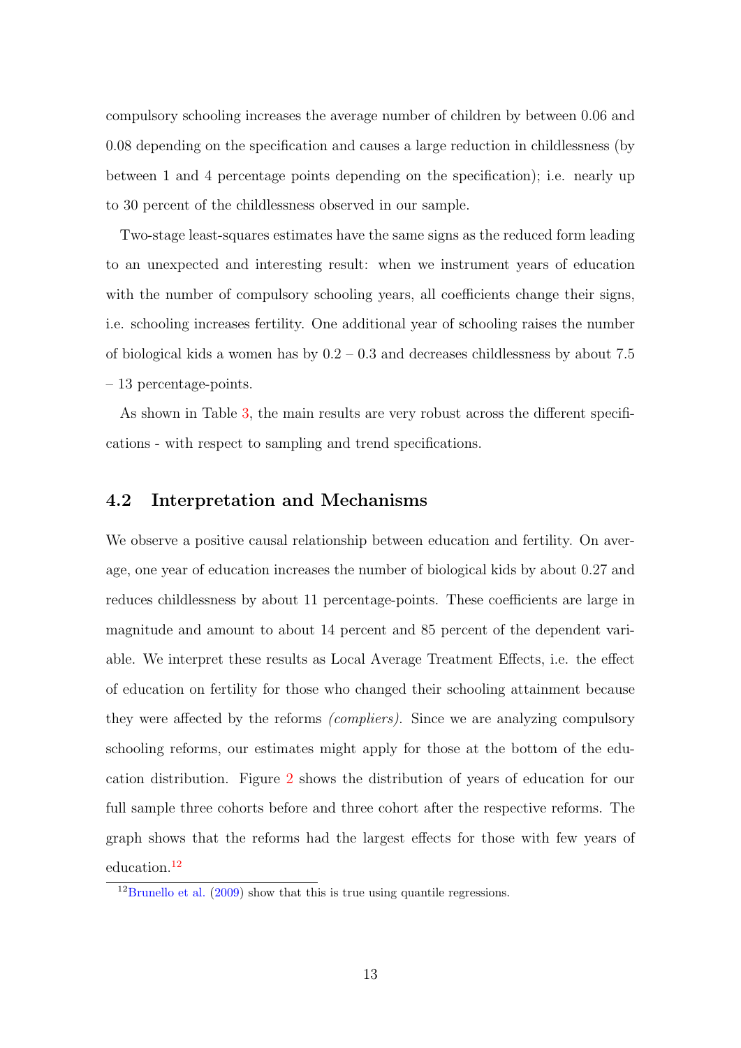compulsory schooling increases the average number of children by between 0.06 and 0.08 depending on the specification and causes a large reduction in childlessness (by between 1 and 4 percentage points depending on the specification); i.e. nearly up to 30 percent of the childlessness observed in our sample.

Two-stage least-squares estimates have the same signs as the reduced form leading to an unexpected and interesting result: when we instrument years of education with the number of compulsory schooling years, all coefficients change their signs, i.e. schooling increases fertility. One additional year of schooling raises the number of biological kids a women has by 0.2 – 0.3 and decreases childlessness by about 7.5 – 13 percentage-points.

As shown in Table 3, the main results are very robust across the different specifications - with respect to sampling and trend specifications.

## 4.2 Interpretation and Mechanisms

We observe a positive causal relationship between education and fertility. On average, one year of education increases the number of biological kids by about 0.27 and reduces childlessness by about 11 percentage-points. These coefficients are large in magnitude and amount to about 14 percent and 85 percent of the dependent variable. We interpret these results as Local Average Treatment Effects, i.e. the effect of education on fertility for those who changed their schooling attainment because they were affected by the reforms *(compliers)*. Since we are analyzing compulsory schooling reforms, our estimates might apply for those at the bottom of the education distribution. Figure 2 shows the distribution of years of education for our full sample three cohorts before and three cohort after the respective reforms. The graph shows that the reforms had the largest effects for those with few years of education.[12]

[12] Brunello et al. (2009) show that this is true using quantile regressions.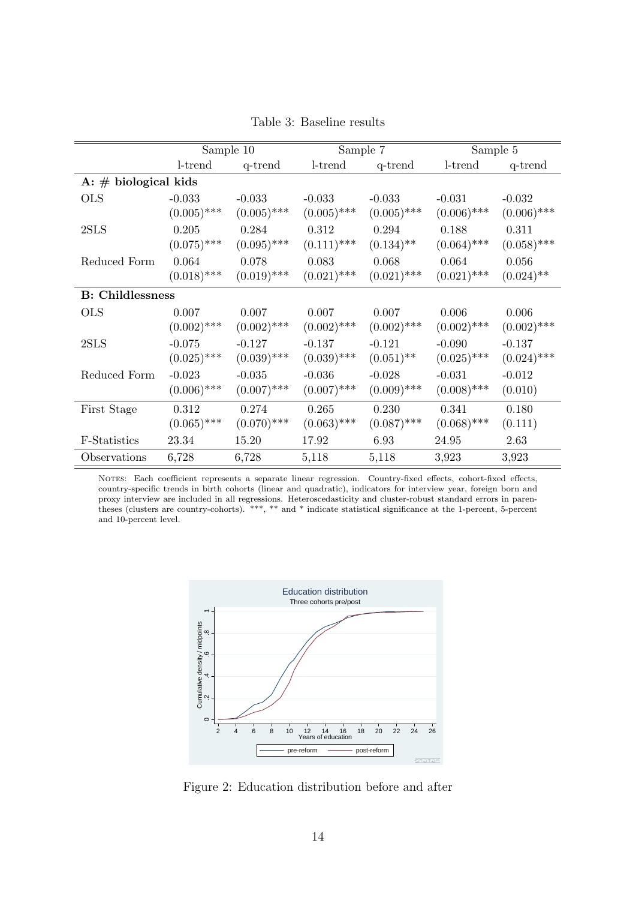Table 3: Baseline results

| | Sample 10 | | Sample 7 | | Sample 5 | |
|---|---|---|---|---|---|---|
| | l-trend | q-trend | l-trend | q-trend | l-trend | q-trend |
| **A: # biological kids** | | | | | | |
| OLS | -0.033 | -0.033 | -0.033 | -0.033 | -0.031 | -0.032 |
| | (0.005)*** | (0.005)*** | (0.005)*** | (0.005)*** | (0.006)*** | (0.006)*** |
| 2SLS | 0.205 | 0.284 | 0.312 | 0.294 | 0.188 | 0.311 |
| | (0.075)*** | (0.095)*** | (0.111)*** | (0.134)** | (0.064)*** | (0.058)*** |
| Reduced Form | 0.064 | 0.078 | 0.083 | 0.068 | 0.064 | 0.056 |
| | (0.018)*** | (0.019)*** | (0.021)*** | (0.021)*** | (0.021)*** | (0.024)** |
| **B: Childlessness** | | | | | | |
| OLS | 0.007 | 0.007 | 0.007 | 0.007 | 0.006 | 0.006 |
| | (0.002)*** | (0.002)*** | (0.002)*** | (0.002)*** | (0.002)*** | (0.002)*** |
| 2SLS | -0.075 | -0.127 | -0.137 | -0.121 | -0.090 | -0.137 |
| | (0.025)*** | (0.039)*** | (0.039)*** | (0.051)** | (0.025)*** | (0.024)*** |
| Reduced Form | -0.023 | -0.035 | -0.036 | -0.028 | -0.031 | -0.012 |
| | (0.006)*** | (0.007)*** | (0.007)*** | (0.009)*** | (0.008)*** | (0.010) |
| First Stage | 0.312 | 0.274 | 0.265 | 0.230 | 0.341 | 0.180 |
| | (0.065)*** | (0.070)*** | (0.063)*** | (0.087)*** | (0.068)*** | (0.111) |
| F-Statistics | 23.34 | 15.20 | 17.92 | 6.93 | 24.95 | 2.63 |
| Observations | 6,728 | 6,728 | 5,118 | 5,118 | 3,923 | 3,923 |

NOTES: Each coefficient represents a separate linear regression. Country-fixed effects, cohort-fixed effects, country-specific trends in birth cohorts (linear and quadratic), indicators for interview year, foreign born and proxy interview are included in all regressions. Heteroscedasticity and cluster-robust standard errors in parentheses (clusters are country-cohorts). ***, ** and * indicate statistical significance at the 1-percent, 5-percent and 10-percent level.

Figure 2: Education distribution before and after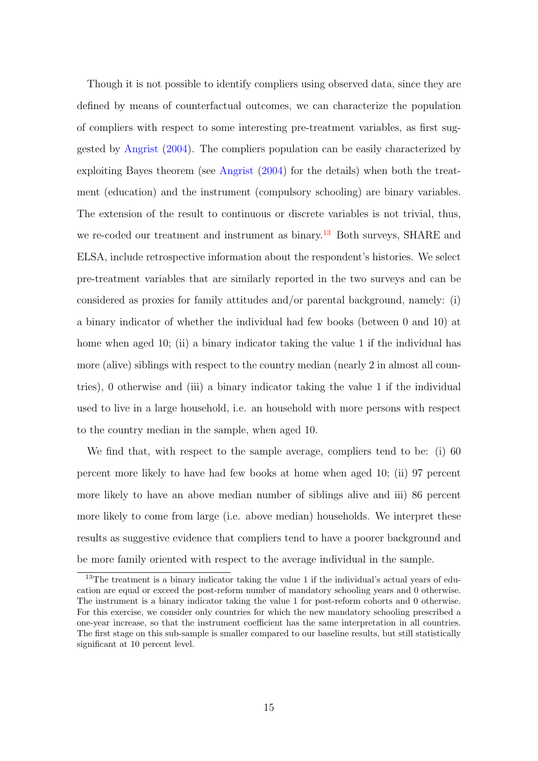Though it is not possible to identify compliers using observed data, since they are defined by means of counterfactual outcomes, we can characterize the population of compliers with respect to some interesting pre-treatment variables, as first suggested by Angrist (2004). The compliers population can be easily characterized by exploiting Bayes theorem (see Angrist (2004) for the details) when both the treatment (education) and the instrument (compulsory schooling) are binary variables. The extension of the result to continuous or discrete variables is not trivial, thus, we re-coded our treatment and instrument as binary.[13] Both surveys, SHARE and ELSA, include retrospective information about the respondent's histories. We select pre-treatment variables that are similarly reported in the two surveys and can be considered as proxies for family attitudes and/or parental background, namely: (i) a binary indicator of whether the individual had few books (between 0 and 10) at home when aged 10; (ii) a binary indicator taking the value 1 if the individual has more (alive) siblings with respect to the country median (nearly 2 in almost all countries), 0 otherwise and (iii) a binary indicator taking the value 1 if the individual used to live in a large household, i.e. an household with more persons with respect to the country median in the sample, when aged 10.

We find that, with respect to the sample average, compliers tend to be: (i) 60 percent more likely to have had few books at home when aged 10; (ii) 97 percent more likely to have an above median number of siblings alive and iii) 86 percent more likely to come from large (i.e. above median) households. We interpret these results as suggestive evidence that compliers tend to have a poorer background and be more family oriented with respect to the average individual in the sample.

[13] The treatment is a binary indicator taking the value 1 if the individual's actual years of education are equal or exceed the post-reform number of mandatory schooling years and 0 otherwise. The instrument is a binary indicator taking the value 1 for post-reform cohorts and 0 otherwise. For this exercise, we consider only countries for which the new mandatory schooling prescribed a one-year increase, so that the instrument coefficient has the same interpretation in all countries. The first stage on this sub-sample is smaller compared to our baseline results, but still statistically significant at 10 percent level.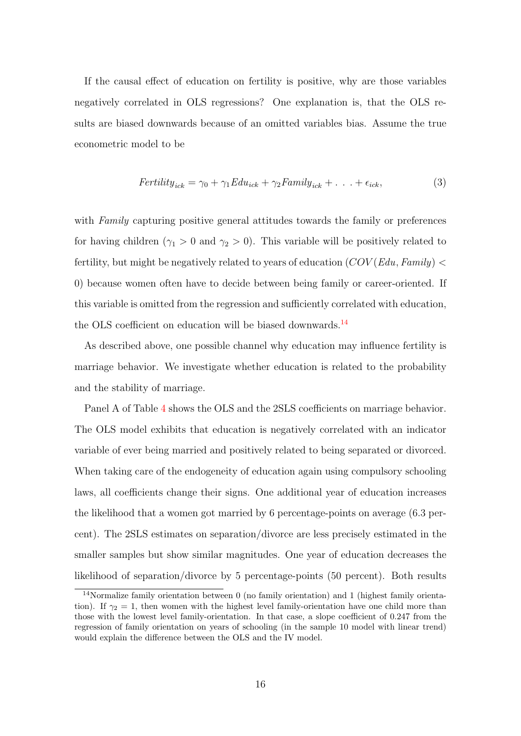If the causal effect of education on fertility is positive, why are those variables negatively correlated in OLS regressions? One explanation is, that the OLS results are biased downwards because of an omitted variables bias. Assume the true econometric model to be

$$Fertility_{ick} = \gamma_0 + \gamma_1 Edu_{ick} + \gamma_2 Family_{ick} + \ . \ . \ . + \epsilon_{ick}, \tag{3}$$

with *Family* capturing positive general attitudes towards the family or preferences for having children ($\gamma_1 > 0$ and $\gamma_2 > 0$). This variable will be positively related to fertility, but might be negatively related to years of education ($COV(Edu, Family) < 0$) because women often have to decide between being family or career-oriented. If this variable is omitted from the regression and sufficiently correlated with education, the OLS coefficient on education will be biased downwards.[14]

As described above, one possible channel why education may influence fertility is marriage behavior. We investigate whether education is related to the probability and the stability of marriage.

Panel A of Table 4 shows the OLS and the 2SLS coefficients on marriage behavior. The OLS model exhibits that education is negatively correlated with an indicator variable of ever being married and positively related to being separated or divorced. When taking care of the endogeneity of education again using compulsory schooling laws, all coefficients change their signs. One additional year of education increases the likelihood that a women got married by 6 percentage-points on average (6.3 percent). The 2SLS estimates on separation/divorce are less precisely estimated in the smaller samples but show similar magnitudes. One year of education decreases the likelihood of separation/divorce by 5 percentage-points (50 percent). Both results

[14] Normalize family orientation between 0 (no family orientation) and 1 (highest family orientation). If $\gamma_2 = 1$, then women with the highest level family-orientation have one child more than those with the lowest level family-orientation. In that case, a slope coefficient of 0.247 from the regression of family orientation on years of schooling (in the sample 10 model with linear trend) would explain the difference between the OLS and the IV model.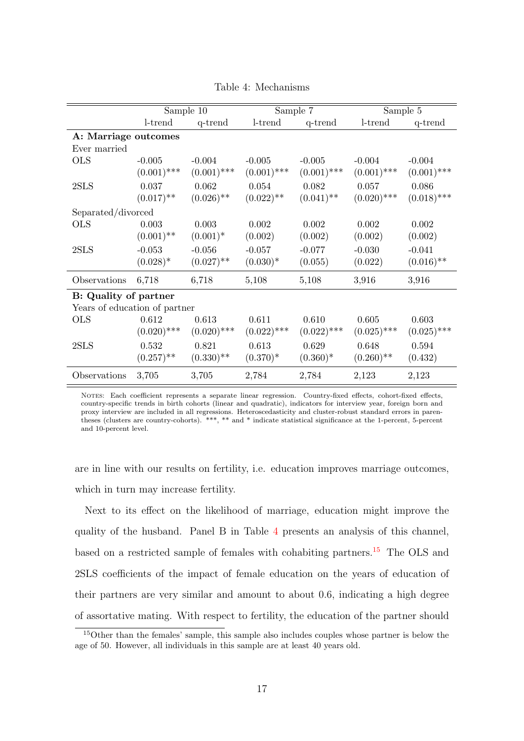Table 4: Mechanisms

| | Sample 10 | | Sample 7 | | Sample 5 | |
|---|---|---|---|---|---|---|
| | l-trend | q-trend | l-trend | q-trend | l-trend | q-trend |
| **A: Marriage outcomes** | | | | | | |
| Ever married | | | | | | |
| OLS | -0.005 | -0.004 | -0.005 | -0.005 | -0.004 | -0.004 |
| | (0.001)*** | (0.001)*** | (0.001)*** | (0.001)*** | (0.001)*** | (0.001)*** |
| 2SLS | 0.037 | 0.062 | 0.054 | 0.082 | 0.057 | 0.086 |
| | (0.017)** | (0.026)** | (0.022)** | (0.041)** | (0.020)*** | (0.018)*** |
| Separated/divorced | | | | | | |
| OLS | 0.003 | 0.003 | 0.002 | 0.002 | 0.002 | 0.002 |
| | (0.001)** | (0.001)* | (0.002) | (0.002) | (0.002) | (0.002) |
| 2SLS | -0.053 | -0.056 | -0.057 | -0.077 | -0.030 | -0.041 |
| | (0.028)* | (0.027)** | (0.030)* | (0.055) | (0.022) | (0.016)** |
| Observations | 6,718 | 6,718 | 5,108 | 5,108 | 3,916 | 3,916 |
| **B: Quality of partner** | | | | | | |
| Years of education of partner | | | | | | |
| OLS | 0.612 | 0.613 | 0.611 | 0.610 | 0.605 | 0.603 |
| | (0.020)*** | (0.020)*** | (0.022)*** | (0.022)*** | (0.025)*** | (0.025)*** |
| 2SLS | 0.532 | 0.821 | 0.613 | 0.629 | 0.648 | 0.594 |
| | (0.257)** | (0.330)** | (0.370)* | (0.360)* | (0.260)** | (0.432) |
| Observations | 3,705 | 3,705 | 2,784 | 2,784 | 2,123 | 2,123 |

NOTES: Each coefficient represents a separate linear regression. Country-fixed effects, cohort-fixed effects, country-specific trends in birth cohorts (linear and quadratic), indicators for interview year, foreign born and proxy interview are included in all regressions. Heteroscedasticity and cluster-robust standard errors in parentheses (clusters are country-cohorts). ***, ** and * indicate statistical significance at the 1-percent, 5-percent and 10-percent level.

are in line with our results on fertility, i.e. education improves marriage outcomes, which in turn may increase fertility.

Next to its effect on the likelihood of marriage, education might improve the quality of the husband. Panel B in Table 4 presents an analysis of this channel, based on a restricted sample of females with cohabiting partners.[15] The OLS and 2SLS coefficients of the impact of female education on the years of education of their partners are very similar and amount to about 0.6, indicating a high degree of assortative mating. With respect to fertility, the education of the partner should

[15] Other than the females' sample, this sample also includes couples whose partner is below the age of 50. However, all individuals in this sample are at least 40 years old.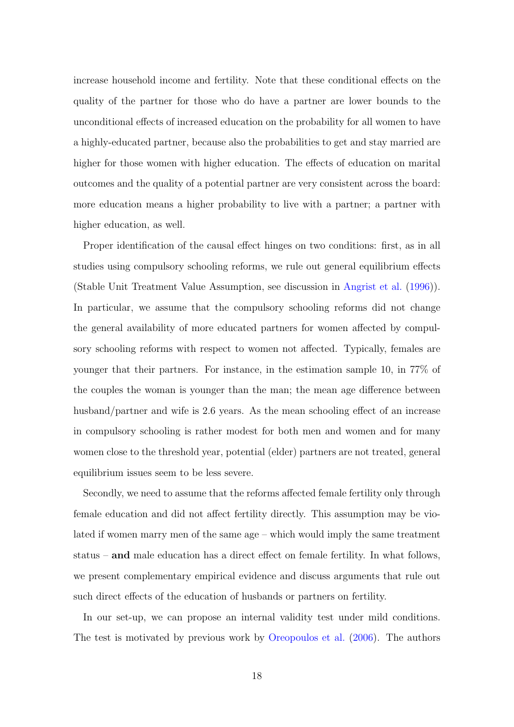increase household income and fertility. Note that these conditional effects on the quality of the partner for those who do have a partner are lower bounds to the unconditional effects of increased education on the probability for all women to have a highly-educated partner, because also the probabilities to get and stay married are higher for those women with higher education. The effects of education on marital outcomes and the quality of a potential partner are very consistent across the board: more education means a higher probability to live with a partner; a partner with higher education, as well.

Proper identification of the causal effect hinges on two conditions: first, as in all studies using compulsory schooling reforms, we rule out general equilibrium effects (Stable Unit Treatment Value Assumption, see discussion in Angrist et al. (1996)). In particular, we assume that the compulsory schooling reforms did not change the general availability of more educated partners for women affected by compulsory schooling reforms with respect to women not affected. Typically, females are younger that their partners. For instance, in the estimation sample 10, in 77% of the couples the woman is younger than the man; the mean age difference between husband/partner and wife is 2.6 years. As the mean schooling effect of an increase in compulsory schooling is rather modest for both men and women and for many women close to the threshold year, potential (elder) partners are not treated, general equilibrium issues seem to be less severe.

Secondly, we need to assume that the reforms affected female fertility only through female education and did not affect fertility directly. This assumption may be violated if women marry men of the same age – which would imply the same treatment status – **and** male education has a direct effect on female fertility. In what follows, we present complementary empirical evidence and discuss arguments that rule out such direct effects of the education of husbands or partners on fertility.

In our set-up, we can propose an internal validity test under mild conditions. The test is motivated by previous work by Oreopoulos et al. (2006). The authors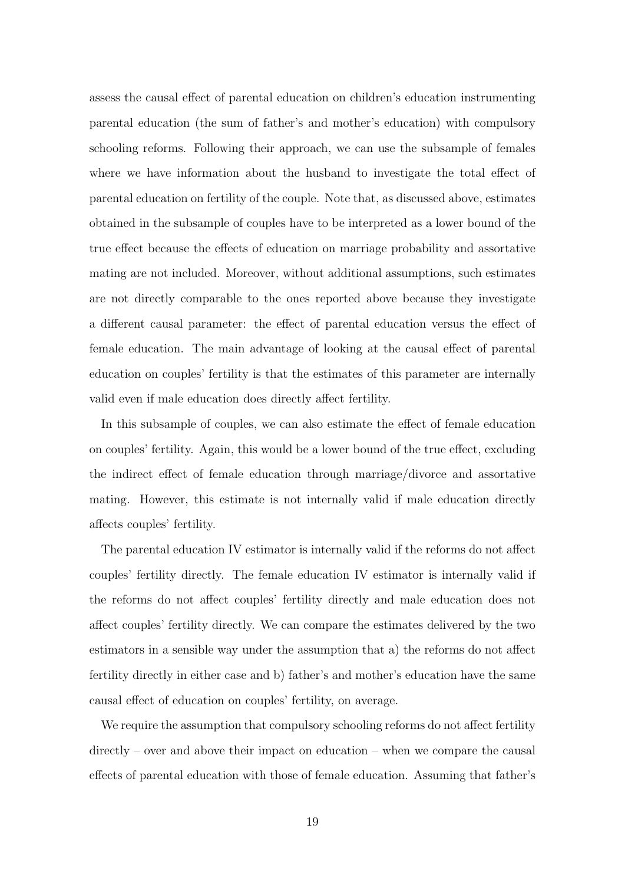assess the causal effect of parental education on children's education instrumenting parental education (the sum of father's and mother's education) with compulsory schooling reforms. Following their approach, we can use the subsample of females where we have information about the husband to investigate the total effect of parental education on fertility of the couple. Note that, as discussed above, estimates obtained in the subsample of couples have to be interpreted as a lower bound of the true effect because the effects of education on marriage probability and assortative mating are not included. Moreover, without additional assumptions, such estimates are not directly comparable to the ones reported above because they investigate a different causal parameter: the effect of parental education versus the effect of female education. The main advantage of looking at the causal effect of parental education on couples' fertility is that the estimates of this parameter are internally valid even if male education does directly affect fertility.

In this subsample of couples, we can also estimate the effect of female education on couples' fertility. Again, this would be a lower bound of the true effect, excluding the indirect effect of female education through marriage/divorce and assortative mating. However, this estimate is not internally valid if male education directly affects couples' fertility.

The parental education IV estimator is internally valid if the reforms do not affect couples' fertility directly. The female education IV estimator is internally valid if the reforms do not affect couples' fertility directly and male education does not affect couples' fertility directly. We can compare the estimates delivered by the two estimators in a sensible way under the assumption that a) the reforms do not affect fertility directly in either case and b) father's and mother's education have the same causal effect of education on couples' fertility, on average.

We require the assumption that compulsory schooling reforms do not affect fertility directly – over and above their impact on education – when we compare the causal effects of parental education with those of female education. Assuming that father's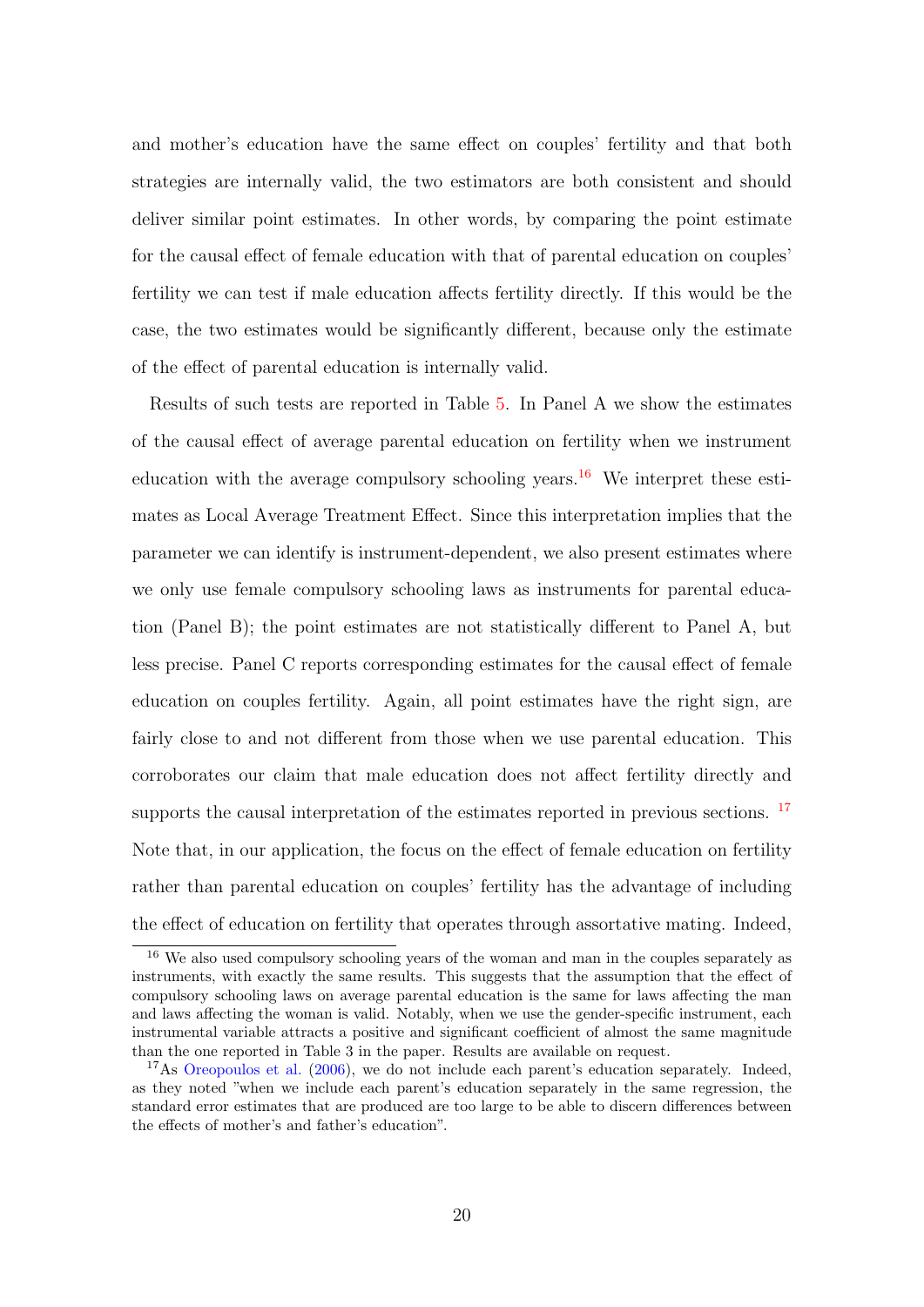and mother's education have the same effect on couples' fertility and that both strategies are internally valid, the two estimators are both consistent and should deliver similar point estimates. In other words, by comparing the point estimate for the causal effect of female education with that of parental education on couples' fertility we can test if male education affects fertility directly. If this would be the case, the two estimates would be significantly different, because only the estimate of the effect of parental education is internally valid.

Results of such tests are reported in Table 5. In Panel A we show the estimates of the causal effect of average parental education on fertility when we instrument education with the average compulsory schooling years.[16] We interpret these estimates as Local Average Treatment Effect. Since this interpretation implies that the parameter we can identify is instrument-dependent, we also present estimates where we only use female compulsory schooling laws as instruments for parental education (Panel B); the point estimates are not statistically different to Panel A, but less precise. Panel C reports corresponding estimates for the causal effect of female education on couples fertility. Again, all point estimates have the right sign, are fairly close to and not different from those when we use parental education. This corroborates our claim that male education does not affect fertility directly and supports the causal interpretation of the estimates reported in previous sections. [17] Note that, in our application, the focus on the effect of female education on fertility rather than parental education on couples' fertility has the advantage of including the effect of education on fertility that operates through assortative mating. Indeed,

[16] We also used compulsory schooling years of the woman and man in the couples separately as instruments, with exactly the same results. This suggests that the assumption that the effect of compulsory schooling laws on average parental education is the same for laws affecting the man and laws affecting the woman is valid. Notably, when we use the gender-specific instrument, each instrumental variable attracts a positive and significant coefficient of almost the same magnitude than the one reported in Table 3 in the paper. Results are available on request.

[17] As Oreopoulos et al. (2006), we do not include each parent's education separately. Indeed, as they noted "when we include each parent's education separately in the same regression, the standard error estimates that are produced are too large to be able to discern differences between the effects of mother's and father's education".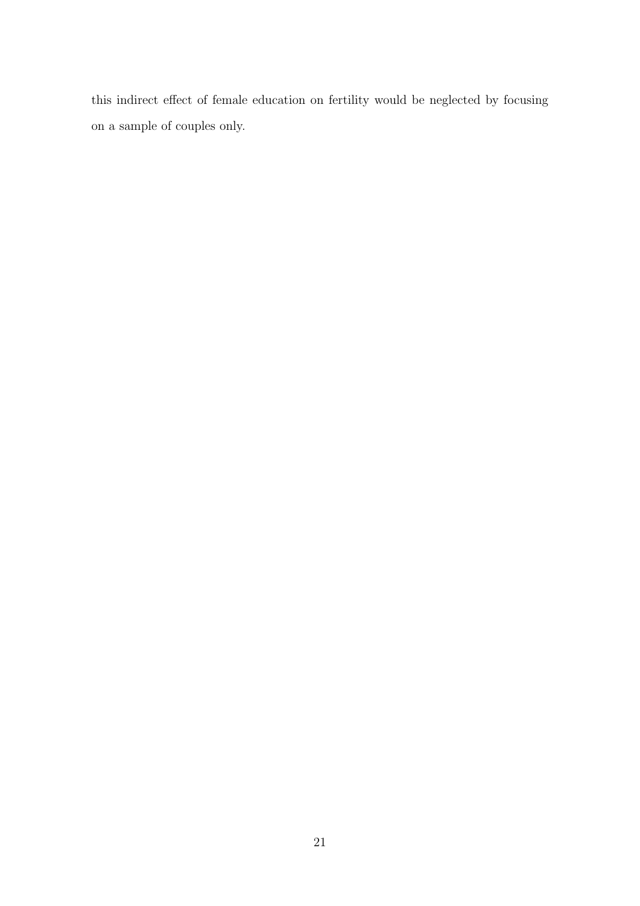this indirect effect of female education on fertility would be neglected by focusing on a sample of couples only.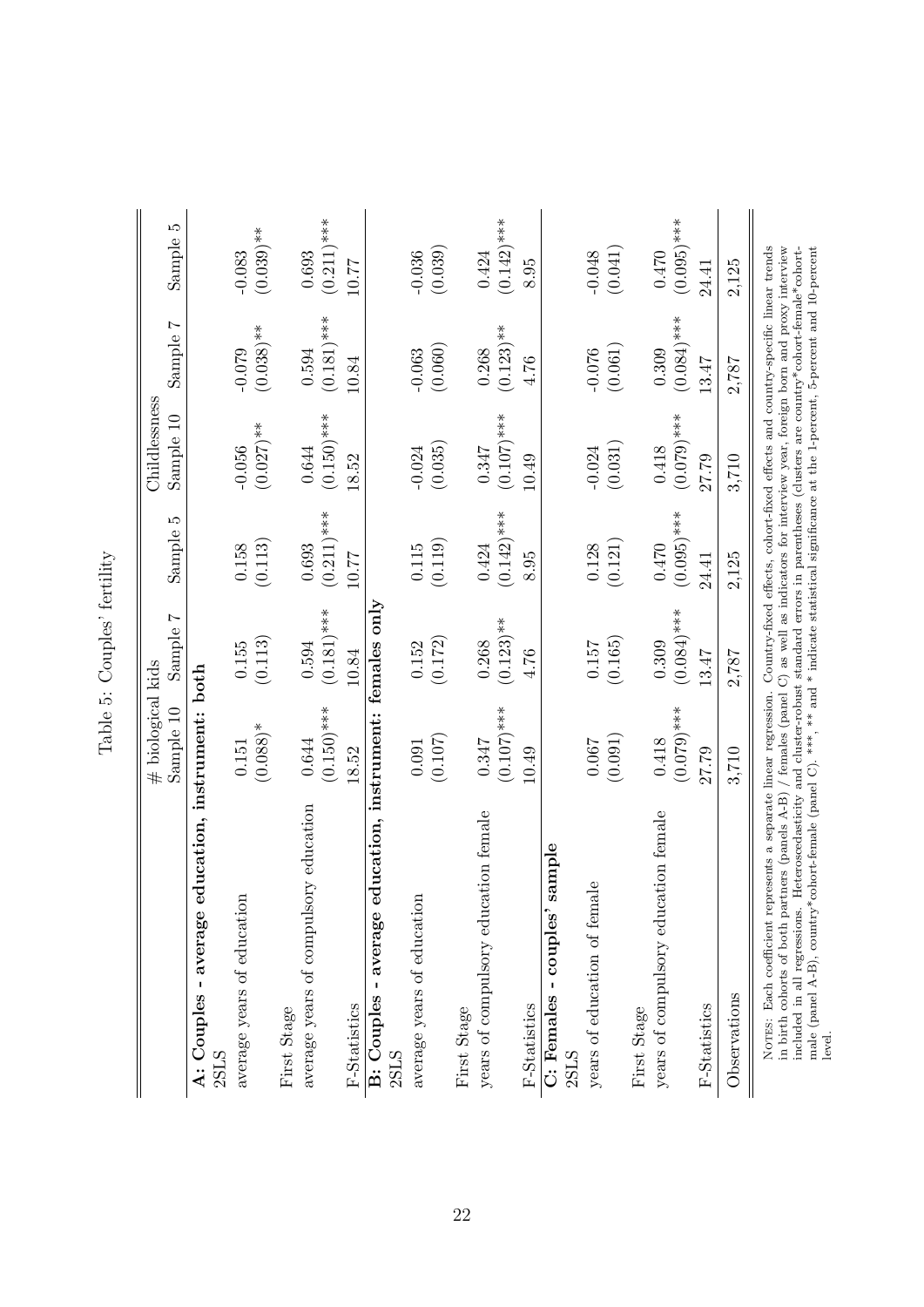Table 5: Couples' fertility

| | # biological kids | | | Childlessness | | |
|---|---|---|---|---|---|---|
| | Sample 10 | Sample 7 | Sample 5 | Sample 10 | Sample 7 | Sample 5 |
| **A: Couples - average education, instrument: both** | | | | | | |
| 2SLS | | | | | | |
| average years of education | 0.151 | 0.155 | 0.158 | -0.056 | -0.079 | -0.083 |
| | (0.088)* | (0.113) | (0.113) | (0.027)** | (0.038)** | (0.039)** |
| First Stage | | | | | | |
| average years of compulsory education | 0.644 | 0.594 | 0.693 | 0.644 | 0.594 | 0.693 |
| | (0.150)*** | (0.181)*** | (0.211)*** | (0.150)*** | (0.181)*** | (0.211)*** |
| F-Statistics | 18.52 | 10.84 | 10.77 | 18.52 | 10.84 | 10.77 |
| **B: Couples - average education, instrument: females only** | | | | | | |
| 2SLS | | | | | | |
| average years of education | 0.091 | 0.152 | 0.115 | -0.024 | -0.063 | -0.036 |
| | (0.107) | (0.172) | (0.119) | (0.035) | (0.060) | (0.039) |
| First Stage | | | | | | |
| years of compulsory education female | 0.347 | 0.268 | 0.424 | 0.347 | 0.268 | 0.424 |
| | (0.107)*** | (0.123)** | (0.142)*** | (0.107)*** | (0.123)** | (0.142)*** |
| F-Statistics | 10.49 | 4.76 | 8.95 | 10.49 | 4.76 | 8.95 |
| **C: Females - couples' sample** | | | | | | |
| 2SLS | | | | | | |
| years of education of female | 0.067 | 0.157 | 0.128 | -0.024 | -0.076 | -0.048 |
| | (0.091) | (0.165) | (0.121) | (0.031) | (0.061) | (0.041) |
| First Stage | | | | | | |
| years of compulsory education female | 0.418 | 0.309 | 0.470 | 0.418 | 0.309 | 0.470 |
| | (0.079)*** | (0.084)*** | (0.095)*** | (0.079)*** | (0.084)*** | (0.095)*** |
| F-Statistics | 27.79 | 13.47 | 24.41 | 27.79 | 13.47 | 24.41 |
| Observations | 3,710 | 2,787 | 2,125 | 3,710 | 2,787 | 2,125 |

NOTES: Each coefficient represents a separate linear regression. Country-fixed effects, cohort-fixed effects and country-specific linear trends in birth cohorts of both partners (panels A-B) / females (panel C) as well as indicators for interview year, foreign born and proxy interview included in all regressions. Heteroscedasticity and cluster-robust standard errors in parentheses (clusters are country\*cohort-female\*cohort-male (panel A-B), country\*cohort-female (panel C). \*\*\*, \*\* and \* indicate statistical significance at the 1-percent, 5-percent and 10-percent level.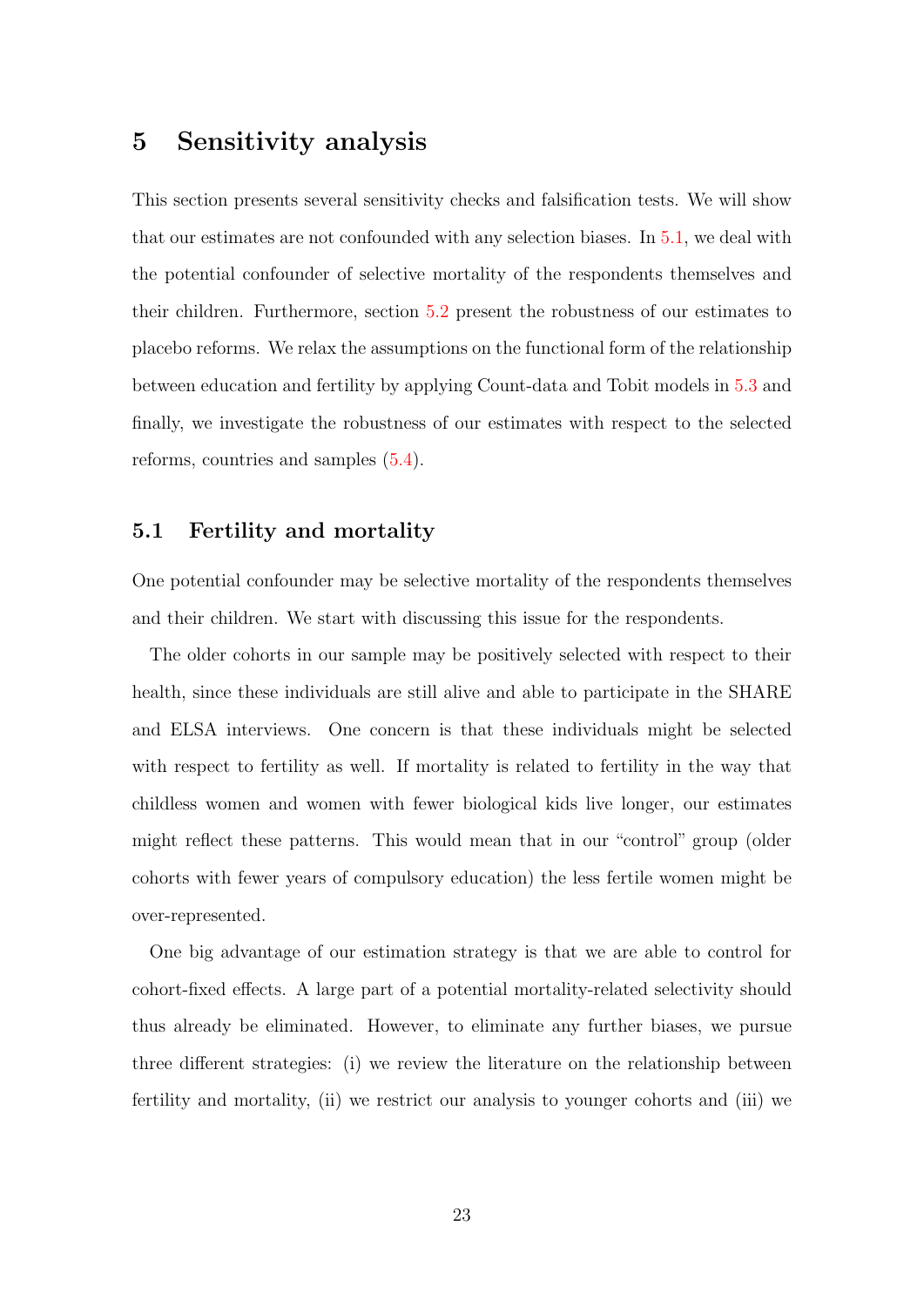## 5 Sensitivity analysis

This section presents several sensitivity checks and falsification tests. We will show that our estimates are not confounded with any selection biases. In 5.1, we deal with the potential confounder of selective mortality of the respondents themselves and their children. Furthermore, section 5.2 present the robustness of our estimates to placebo reforms. We relax the assumptions on the functional form of the relationship between education and fertility by applying Count-data and Tobit models in 5.3 and finally, we investigate the robustness of our estimates with respect to the selected reforms, countries and samples (5.4).

### 5.1 Fertility and mortality

One potential confounder may be selective mortality of the respondents themselves and their children. We start with discussing this issue for the respondents.

The older cohorts in our sample may be positively selected with respect to their health, since these individuals are still alive and able to participate in the SHARE and ELSA interviews. One concern is that these individuals might be selected with respect to fertility as well. If mortality is related to fertility in the way that childless women and women with fewer biological kids live longer, our estimates might reflect these patterns. This would mean that in our "control" group (older cohorts with fewer years of compulsory education) the less fertile women might be over-represented.

One big advantage of our estimation strategy is that we are able to control for cohort-fixed effects. A large part of a potential mortality-related selectivity should thus already be eliminated. However, to eliminate any further biases, we pursue three different strategies: (i) we review the literature on the relationship between fertility and mortality, (ii) we restrict our analysis to younger cohorts and (iii) we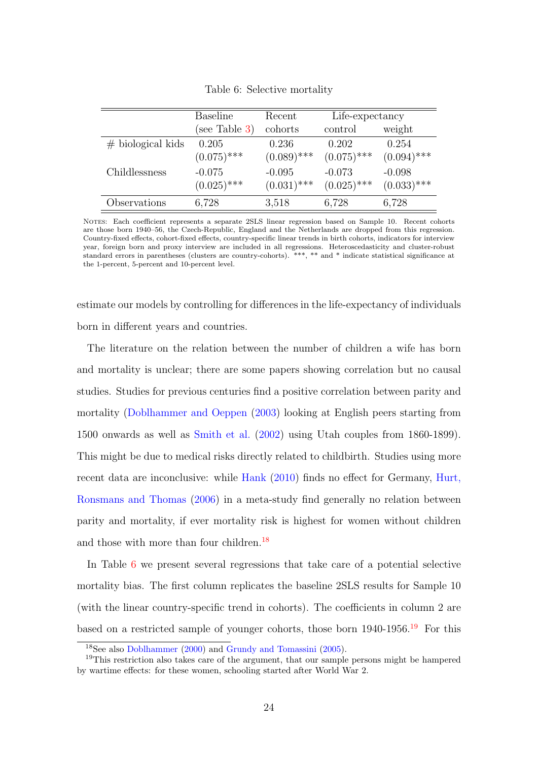Table 6: Selective mortality

| | Baseline (see Table 3) | Recent cohorts | Life-expectancy control | Life-expectancy weight |
|---|---|---|---|---|
| # biological kids | 0.205 | 0.236 | 0.202 | 0.254 |
| | (0.075)*** | (0.089)*** | (0.075)*** | (0.094)*** |
| Childlessness | -0.075 | -0.095 | -0.073 | -0.098 |
| | (0.025)*** | (0.031)*** | (0.025)*** | (0.033)*** |
| Observations | 6,728 | 3,518 | 6,728 | 6,728 |

NOTES: Each coefficient represents a separate 2SLS linear regression based on Sample 10. Recent cohorts are those born 1940–56, the Czech-Republic, England and the Netherlands are dropped from this regression. Country-fixed effects, cohort-fixed effects, country-specific linear trends in birth cohorts, indicators for interview year, foreign born and proxy interview are included in all regressions. Heteroscedasticity and cluster-robust standard errors in parentheses (clusters are country-cohorts). ***, ** and * indicate statistical significance at the 1-percent, 5-percent and 10-percent level.

estimate our models by controlling for differences in the life-expectancy of individuals born in different years and countries.

The literature on the relation between the number of children a wife has born and mortality is unclear; there are some papers showing correlation but no causal studies. Studies for previous centuries find a positive correlation between parity and mortality (Doblhammer and Oeppen (2003) looking at English peers starting from 1500 onwards as well as Smith et al. (2002) using Utah couples from 1860-1899). This might be due to medical risks directly related to childbirth. Studies using more recent data are inconclusive: while Hank (2010) finds no effect for Germany, Hurt, Ronsmans and Thomas (2006) in a meta-study find generally no relation between parity and mortality, if ever mortality risk is highest for women without children and those with more than four children.[18]

In Table 6 we present several regressions that take care of a potential selective mortality bias. The first column replicates the baseline 2SLS results for Sample 10 (with the linear country-specific trend in cohorts). The coefficients in column 2 are based on a restricted sample of younger cohorts, those born 1940-1956.[19] For this

[18] See also Doblhammer (2000) and Grundy and Tomassini (2005).

[19] This restriction also takes care of the argument, that our sample persons might be hampered by wartime effects: for these women, schooling started after World War 2.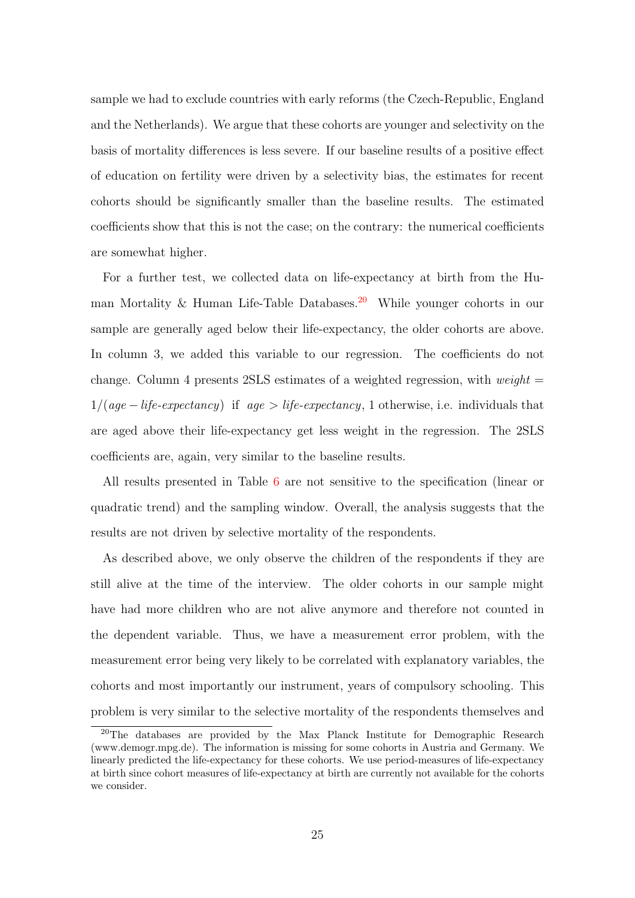sample we had to exclude countries with early reforms (the Czech-Republic, England and the Netherlands). We argue that these cohorts are younger and selectivity on the basis of mortality differences is less severe. If our baseline results of a positive effect of education on fertility were driven by a selectivity bias, the estimates for recent cohorts should be significantly smaller than the baseline results. The estimated coefficients show that this is not the case; on the contrary: the numerical coefficients are somewhat higher.

For a further test, we collected data on life-expectancy at birth from the Human Mortality & Human Life-Table Databases.[20] While younger cohorts in our sample are generally aged below their life-expectancy, the older cohorts are above. In column 3, we added this variable to our regression. The coefficients do not change. Column 4 presents 2SLS estimates of a weighted regression, with $weight = 1/(age - \textit{life-expectancy})$ if $age > \textit{life-expectancy}$, 1 otherwise, i.e. individuals that are aged above their life-expectancy get less weight in the regression. The 2SLS coefficients are, again, very similar to the baseline results.

All results presented in Table 6 are not sensitive to the specification (linear or quadratic trend) and the sampling window. Overall, the analysis suggests that the results are not driven by selective mortality of the respondents.

As described above, we only observe the children of the respondents if they are still alive at the time of the interview. The older cohorts in our sample might have had more children who are not alive anymore and therefore not counted in the dependent variable. Thus, we have a measurement error problem, with the measurement error being very likely to be correlated with explanatory variables, the cohorts and most importantly our instrument, years of compulsory schooling. This problem is very similar to the selective mortality of the respondents themselves and

[20] The databases are provided by the Max Planck Institute for Demographic Research (www.demogr.mpg.de). The information is missing for some cohorts in Austria and Germany. We linearly predicted the life-expectancy for these cohorts. We use period-measures of life-expectancy at birth since cohort measures of life-expectancy at birth are currently not available for the cohorts we consider.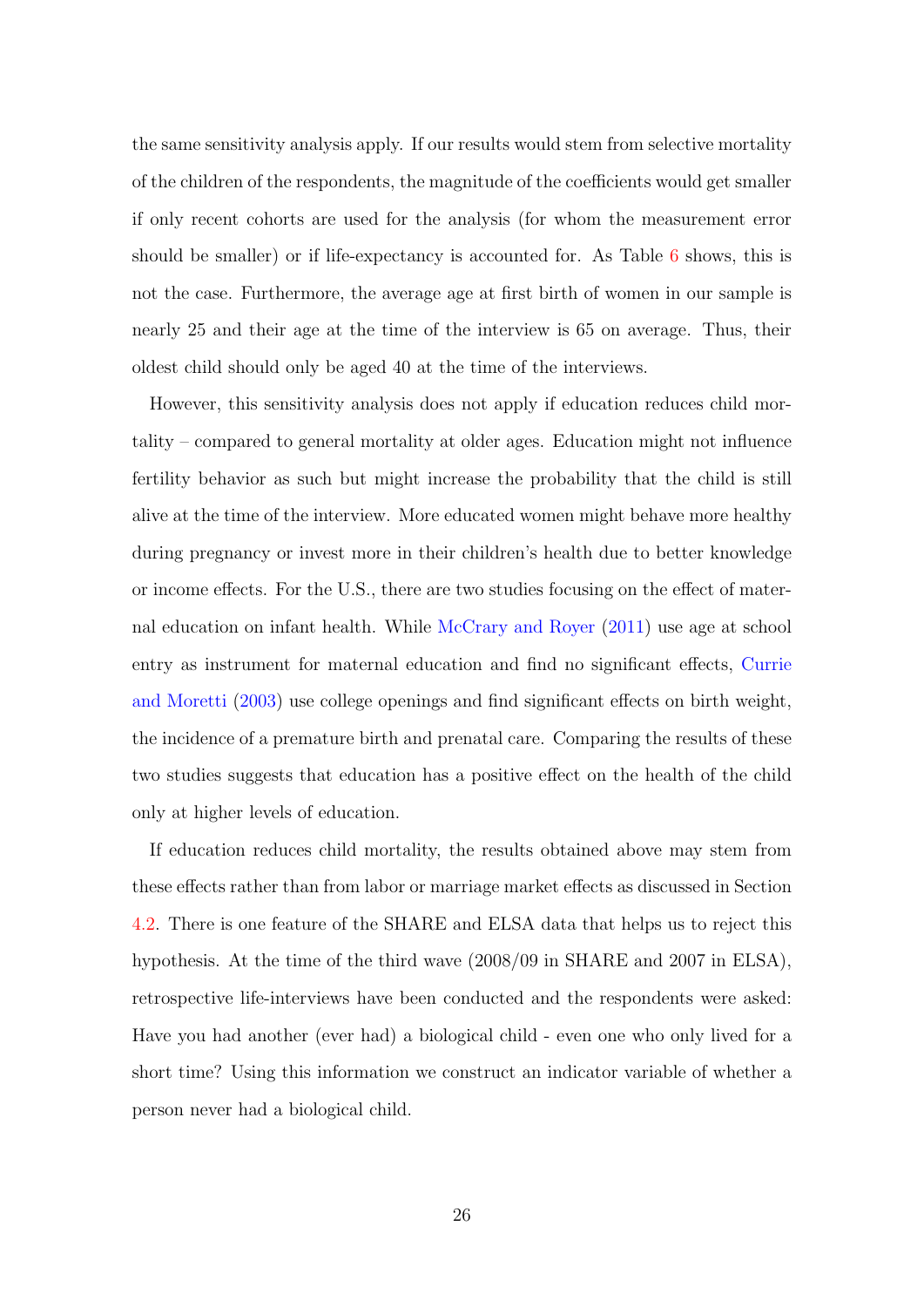the same sensitivity analysis apply. If our results would stem from selective mortality of the children of the respondents, the magnitude of the coefficients would get smaller if only recent cohorts are used for the analysis (for whom the measurement error should be smaller) or if life-expectancy is accounted for. As Table 6 shows, this is not the case. Furthermore, the average age at first birth of women in our sample is nearly 25 and their age at the time of the interview is 65 on average. Thus, their oldest child should only be aged 40 at the time of the interviews.

However, this sensitivity analysis does not apply if education reduces child mortality – compared to general mortality at older ages. Education might not influence fertility behavior as such but might increase the probability that the child is still alive at the time of the interview. More educated women might behave more healthy during pregnancy or invest more in their children's health due to better knowledge or income effects. For the U.S., there are two studies focusing on the effect of maternal education on infant health. While McCrary and Royer (2011) use age at school entry as instrument for maternal education and find no significant effects, Currie and Moretti (2003) use college openings and find significant effects on birth weight, the incidence of a premature birth and prenatal care. Comparing the results of these two studies suggests that education has a positive effect on the health of the child only at higher levels of education.

If education reduces child mortality, the results obtained above may stem from these effects rather than from labor or marriage market effects as discussed in Section 4.2. There is one feature of the SHARE and ELSA data that helps us to reject this hypothesis. At the time of the third wave (2008/09 in SHARE and 2007 in ELSA), retrospective life-interviews have been conducted and the respondents were asked: Have you had another (ever had) a biological child - even one who only lived for a short time? Using this information we construct an indicator variable of whether a person never had a biological child.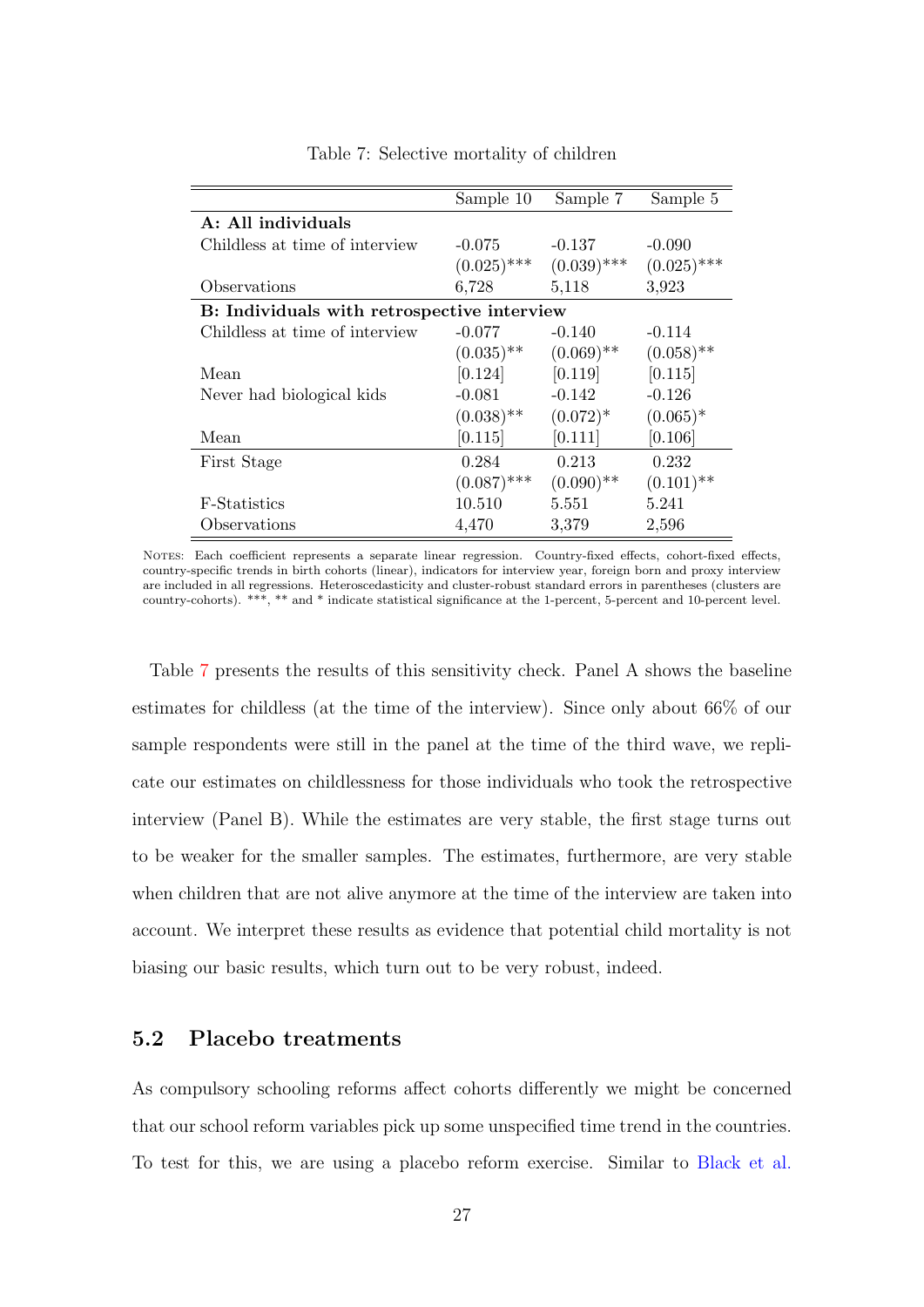Table 7: Selective mortality of children

| | Sample 10 | Sample 7 | Sample 5 |
|---|---|---|---|
| **A: All individuals** | | | |
| Childless at time of interview | -0.075 | -0.137 | -0.090 |
| | (0.025)*** | (0.039)*** | (0.025)*** |
| Observations | 6,728 | 5,118 | 3,923 |
| **B: Individuals with retrospective interview** | | | |
| Childless at time of interview | -0.077 | -0.140 | -0.114 |
| | (0.035)** | (0.069)** | (0.058)** |
| Mean | [0.124] | [0.119] | [0.115] |
| Never had biological kids | -0.081 | -0.142 | -0.126 |
| | (0.038)** | (0.072)* | (0.065)* |
| Mean | [0.115] | [0.111] | [0.106] |
| First Stage | 0.284 | 0.213 | 0.232 |
| | (0.087)*** | (0.090)** | (0.101)** |
| F-Statistics | 10.510 | 5.551 | 5.241 |
| Observations | 4,470 | 3,379 | 2,596 |

NOTES: Each coefficient represents a separate linear regression. Country-fixed effects, cohort-fixed effects, country-specific trends in birth cohorts (linear), indicators for interview year, foreign born and proxy interview are included in all regressions. Heteroscedasticity and cluster-robust standard errors in parentheses (clusters are country-cohorts). ***, ** and * indicate statistical significance at the 1-percent, 5-percent and 10-percent level.

Table 7 presents the results of this sensitivity check. Panel A shows the baseline estimates for childless (at the time of the interview). Since only about 66% of our sample respondents were still in the panel at the time of the third wave, we replicate our estimates on childlessness for those individuals who took the retrospective interview (Panel B). While the estimates are very stable, the first stage turns out to be weaker for the smaller samples. The estimates, furthermore, are very stable when children that are not alive anymore at the time of the interview are taken into account. We interpret these results as evidence that potential child mortality is not biasing our basic results, which turn out to be very robust, indeed.

## 5.2 Placebo treatments

As compulsory schooling reforms affect cohorts differently we might be concerned that our school reform variables pick up some unspecified time trend in the countries. To test for this, we are using a placebo reform exercise. Similar to Black et al.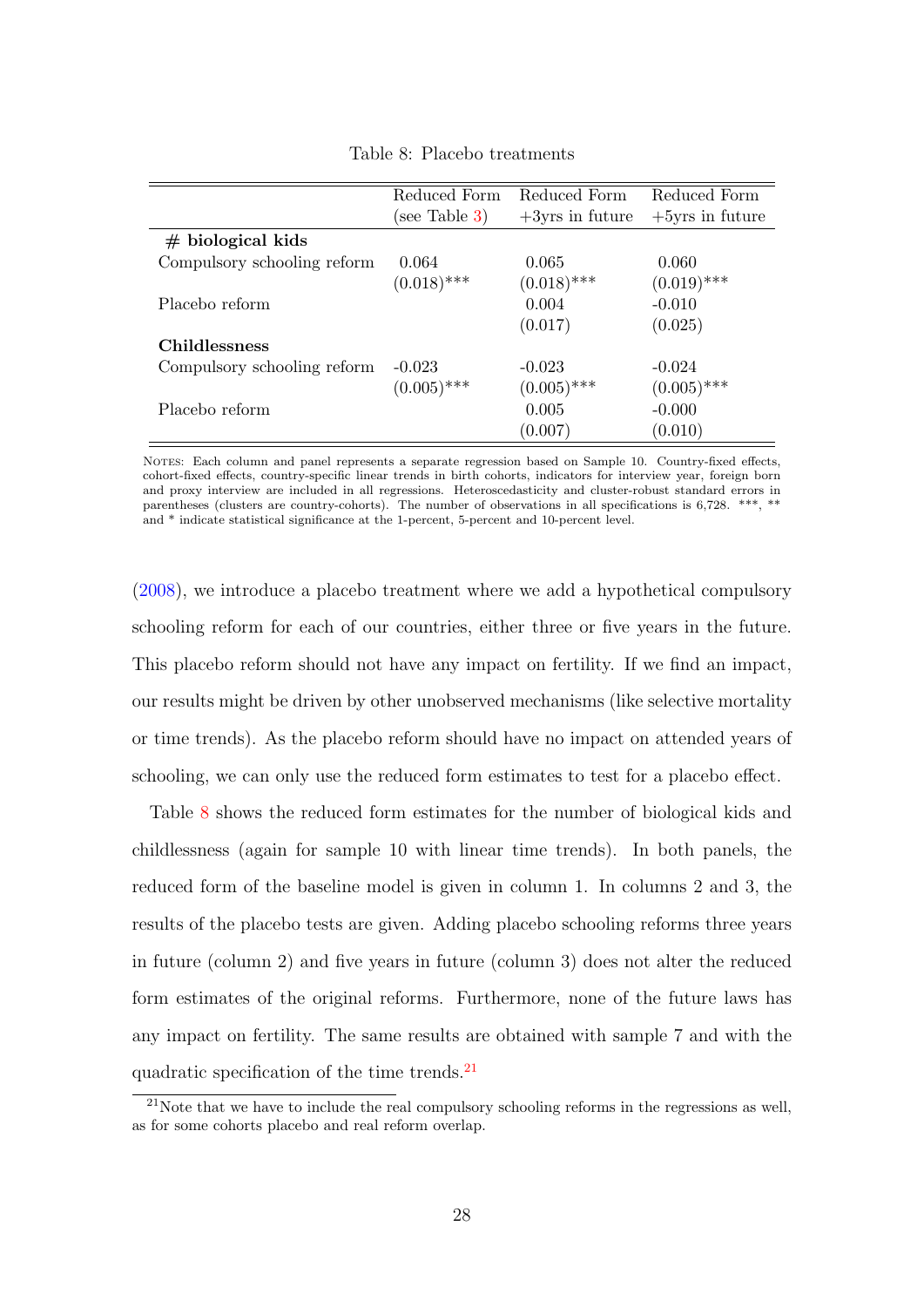Table 8: Placebo treatments

| | Reduced Form (see Table 3) | Reduced Form +3yrs in future | Reduced Form +5yrs in future |
|---|---|---|---|
| **# biological kids** | | | |
| Compulsory schooling reform | 0.064 | 0.065 | 0.060 |
| | (0.018)*** | (0.018)*** | (0.019)*** |
| Placebo reform | | 0.004 | -0.010 |
| | | (0.017) | (0.025) |
| **Childlessness** | | | |
| Compulsory schooling reform | -0.023 | -0.023 | -0.024 |
| | (0.005)*** | (0.005)*** | (0.005)*** |
| Placebo reform | | 0.005 | -0.000 |
| | | (0.007) | (0.010) |

NOTES: Each column and panel represents a separate regression based on Sample 10. Country-fixed effects, cohort-fixed effects, country-specific linear trends in birth cohorts, indicators for interview year, foreign born and proxy interview are included in all regressions. Heteroscedasticity and cluster-robust standard errors in parentheses (clusters are country-cohorts). The number of observations in all specifications is 6,728. ***, ** and * indicate statistical significance at the 1-percent, 5-percent and 10-percent level.

(2008), we introduce a placebo treatment where we add a hypothetical compulsory schooling reform for each of our countries, either three or five years in the future. This placebo reform should not have any impact on fertility. If we find an impact, our results might be driven by other unobserved mechanisms (like selective mortality or time trends). As the placebo reform should have no impact on attended years of schooling, we can only use the reduced form estimates to test for a placebo effect.

Table 8 shows the reduced form estimates for the number of biological kids and childlessness (again for sample 10 with linear time trends). In both panels, the reduced form of the baseline model is given in column 1. In columns 2 and 3, the results of the placebo tests are given. Adding placebo schooling reforms three years in future (column 2) and five years in future (column 3) does not alter the reduced form estimates of the original reforms. Furthermore, none of the future laws has any impact on fertility. The same results are obtained with sample 7 and with the quadratic specification of the time trends.[21]

[21] Note that we have to include the real compulsory schooling reforms in the regressions as well, as for some cohorts placebo and real reform overlap.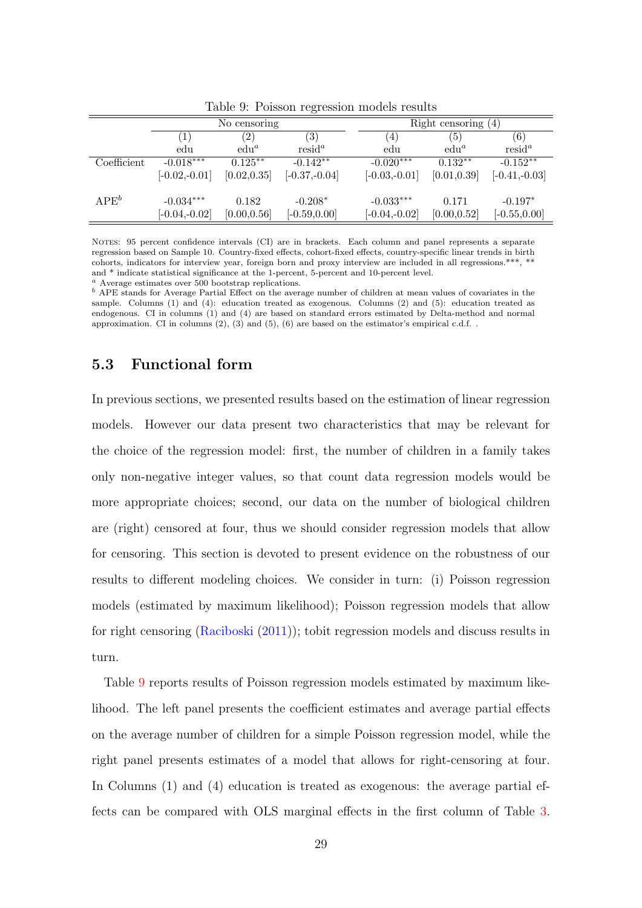Table 9: Poisson regression models results

| | No censoring | | | Right censoring (4) | | |
|---|---|---|---|---|---|---|
| | (1) | (2) | (3) | (4) | (5) | (6) |
| | edu | edu[a] | resid[a] | edu | edu[a] | resid[a] |
| Coefficient | -0.018*** | 0.125** | -0.142** | -0.020*** | 0.132** | -0.152** |
| | [-0.02,-0.01] | [0.02,0.35] | [-0.37,-0.04] | [-0.03,-0.01] | [0.01,0.39] | [-0.41,-0.03] |
| APE[b] | -0.034*** | 0.182 | -0.208* | -0.033*** | 0.171 | -0.197* |
| | [-0.04,-0.02] | [0.00,0.56] | [-0.59,0.00] | [-0.04,-0.02] | [0.00,0.52] | [-0.55,0.00] |

NOTES: 95 percent confidence intervals (CI) are in brackets. Each column and panel represents a separate regression based on Sample 10. Country-fixed effects, cohort-fixed effects, country-specific linear trends in birth cohorts, indicators for interview year, foreign born and proxy interview are included in all regressions.***, ** and * indicate statistical significance at the 1-percent, 5-percent and 10-percent level.

[a] Average estimates over 500 bootstrap replications.

[b] APE stands for Average Partial Effect on the average number of children at mean values of covariates in the sample. Columns (1) and (4): education treated as exogenous. Columns (2) and (5): education treated as endogenous. CI in columns (1) and (4) are based on standard errors estimated by Delta-method and normal approximation. CI in columns (2), (3) and (5), (6) are based on the estimator's empirical c.d.f. .

## 5.3 Functional form

In previous sections, we presented results based on the estimation of linear regression models. However our data present two characteristics that may be relevant for the choice of the regression model: first, the number of children in a family takes only non-negative integer values, so that count data regression models would be more appropriate choices; second, our data on the number of biological children are (right) censored at four, thus we should consider regression models that allow for censoring. This section is devoted to present evidence on the robustness of our results to different modeling choices. We consider in turn: (i) Poisson regression models (estimated by maximum likelihood); Poisson regression models that allow for right censoring (Raciboski (2011)); tobit regression models and discuss results in turn.

Table 9 reports results of Poisson regression models estimated by maximum likelihood. The left panel presents the coefficient estimates and average partial effects on the average number of children for a simple Poisson regression model, while the right panel presents estimates of a model that allows for right-censoring at four. In Columns (1) and (4) education is treated as exogenous: the average partial effects can be compared with OLS marginal effects in the first column of Table 3.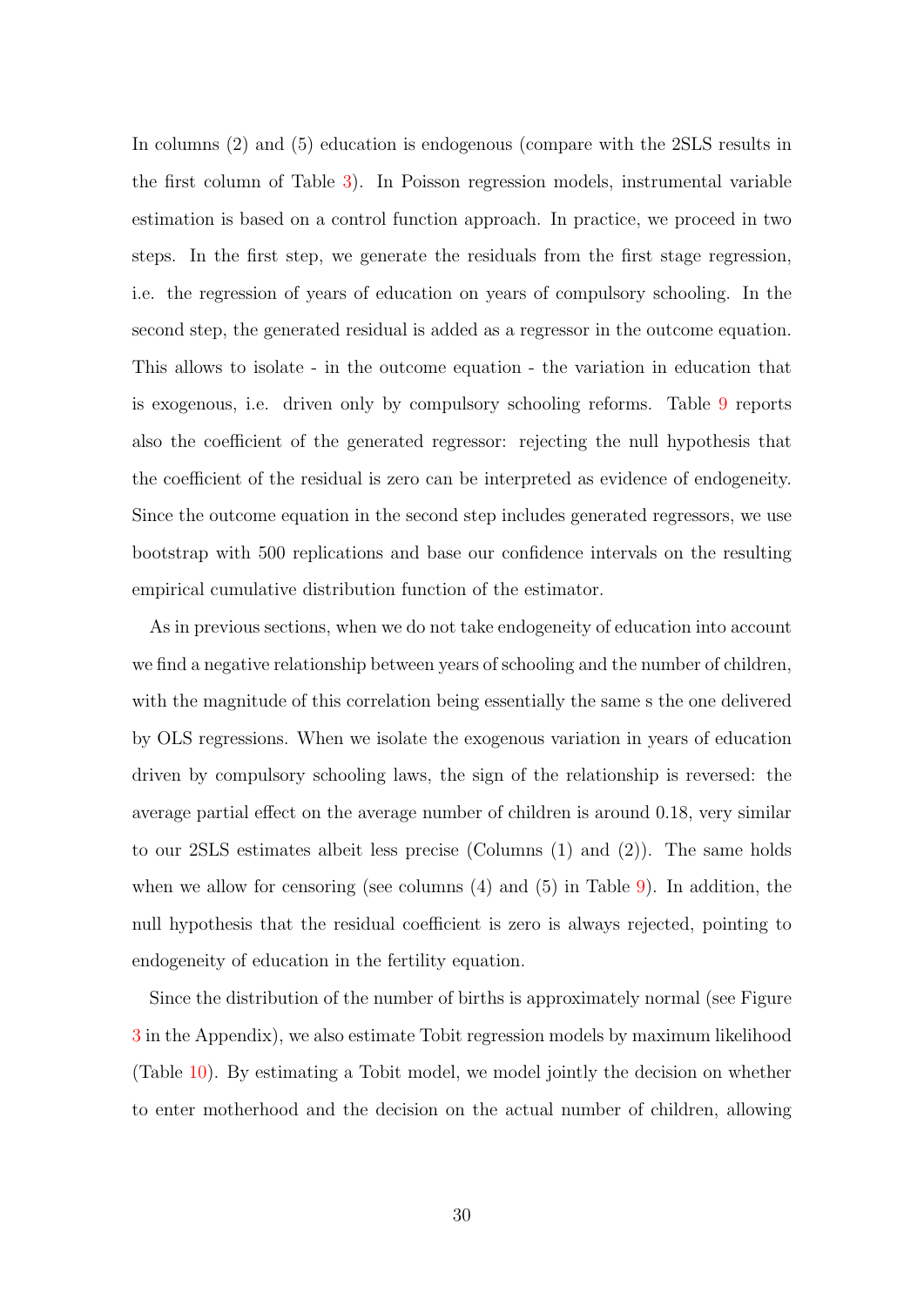In columns (2) and (5) education is endogenous (compare with the 2SLS results in the first column of Table 3). In Poisson regression models, instrumental variable estimation is based on a control function approach. In practice, we proceed in two steps. In the first step, we generate the residuals from the first stage regression, i.e. the regression of years of education on years of compulsory schooling. In the second step, the generated residual is added as a regressor in the outcome equation. This allows to isolate - in the outcome equation - the variation in education that is exogenous, i.e. driven only by compulsory schooling reforms. Table 9 reports also the coefficient of the generated regressor: rejecting the null hypothesis that the coefficient of the residual is zero can be interpreted as evidence of endogeneity. Since the outcome equation in the second step includes generated regressors, we use bootstrap with 500 replications and base our confidence intervals on the resulting empirical cumulative distribution function of the estimator.

As in previous sections, when we do not take endogeneity of education into account we find a negative relationship between years of schooling and the number of children, with the magnitude of this correlation being essentially the same s the one delivered by OLS regressions. When we isolate the exogenous variation in years of education driven by compulsory schooling laws, the sign of the relationship is reversed: the average partial effect on the average number of children is around 0.18, very similar to our 2SLS estimates albeit less precise (Columns (1) and (2)). The same holds when we allow for censoring (see columns (4) and (5) in Table 9). In addition, the null hypothesis that the residual coefficient is zero is always rejected, pointing to endogeneity of education in the fertility equation.

Since the distribution of the number of births is approximately normal (see Figure 3 in the Appendix), we also estimate Tobit regression models by maximum likelihood (Table 10). By estimating a Tobit model, we model jointly the decision on whether to enter motherhood and the decision on the actual number of children, allowing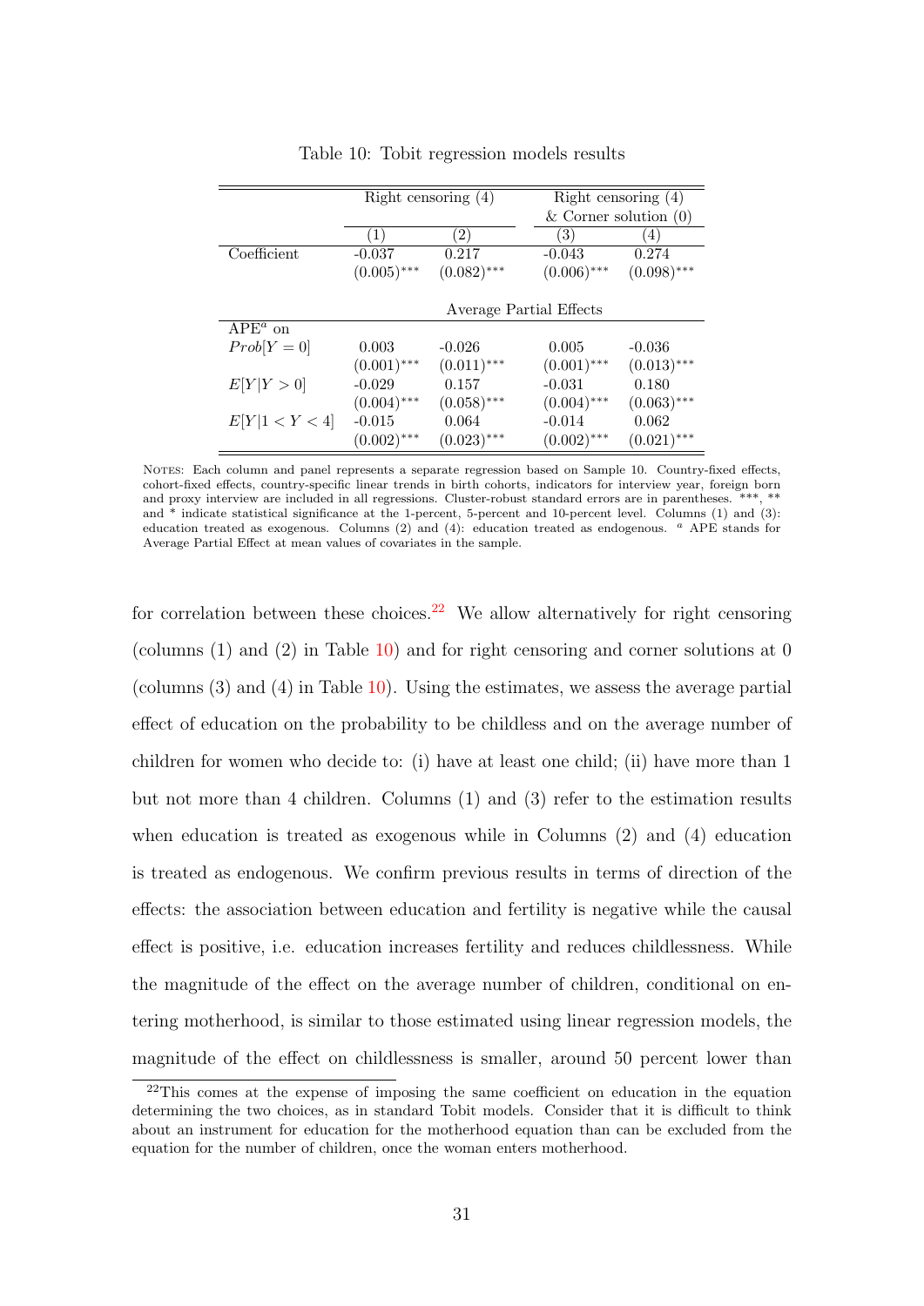Table 10: Tobit regression models results

| | Right censoring (4) | | Right censoring (4) & Corner solution (0) | |
|---|---|---|---|---|
| | (1) | (2) | (3) | (4) |
| Coefficient | -0.037 | 0.217 | -0.043 | 0.274 |
| | (0.005)*** | (0.082)*** | (0.006)*** | (0.098)*** |
| | Average Partial Effects | | | |
| APE[a] on | | | | |
| $Prob[Y = 0]$ | 0.003 | -0.026 | 0.005 | -0.036 |
| | (0.001)*** | (0.011)*** | (0.001)*** | (0.013)*** |
| $E[Y \mid Y > 0]$ | -0.029 | 0.157 | -0.031 | 0.180 |
| | (0.004)*** | (0.058)*** | (0.004)*** | (0.063)*** |
| $E[Y \mid 1 < Y < 4]$ | -0.015 | 0.064 | -0.014 | 0.062 |
| | (0.002)*** | (0.023)*** | (0.002)*** | (0.021)*** |

NOTES: Each column and panel represents a separate regression based on Sample 10. Country-fixed effects, cohort-fixed effects, country-specific linear trends in birth cohorts, indicators for interview year, foreign born and proxy interview are included in all regressions. Cluster-robust standard errors are in parentheses. ***, ** and * indicate statistical significance at the 1-percent, 5-percent and 10-percent level. Columns (1) and (3): education treated as exogenous. Columns (2) and (4): education treated as endogenous. [a] APE stands for Average Partial Effect at mean values of covariates in the sample.

for correlation between these choices.[22] We allow alternatively for right censoring (columns (1) and (2) in Table 10) and for right censoring and corner solutions at 0 (columns (3) and (4) in Table 10). Using the estimates, we assess the average partial effect of education on the probability to be childless and on the average number of children for women who decide to: (i) have at least one child; (ii) have more than 1 but not more than 4 children. Columns (1) and (3) refer to the estimation results when education is treated as exogenous while in Columns (2) and (4) education is treated as endogenous. We confirm previous results in terms of direction of the effects: the association between education and fertility is negative while the causal effect is positive, i.e. education increases fertility and reduces childlessness. While the magnitude of the effect on the average number of children, conditional on entering motherhood, is similar to those estimated using linear regression models, the magnitude of the effect on childlessness is smaller, around 50 percent lower than

[22]This comes at the expense of imposing the same coefficient on education in the equation determining the two choices, as in standard Tobit models. Consider that it is difficult to think about an instrument for education for the motherhood equation than can be excluded from the equation for the number of children, once the woman enters motherhood.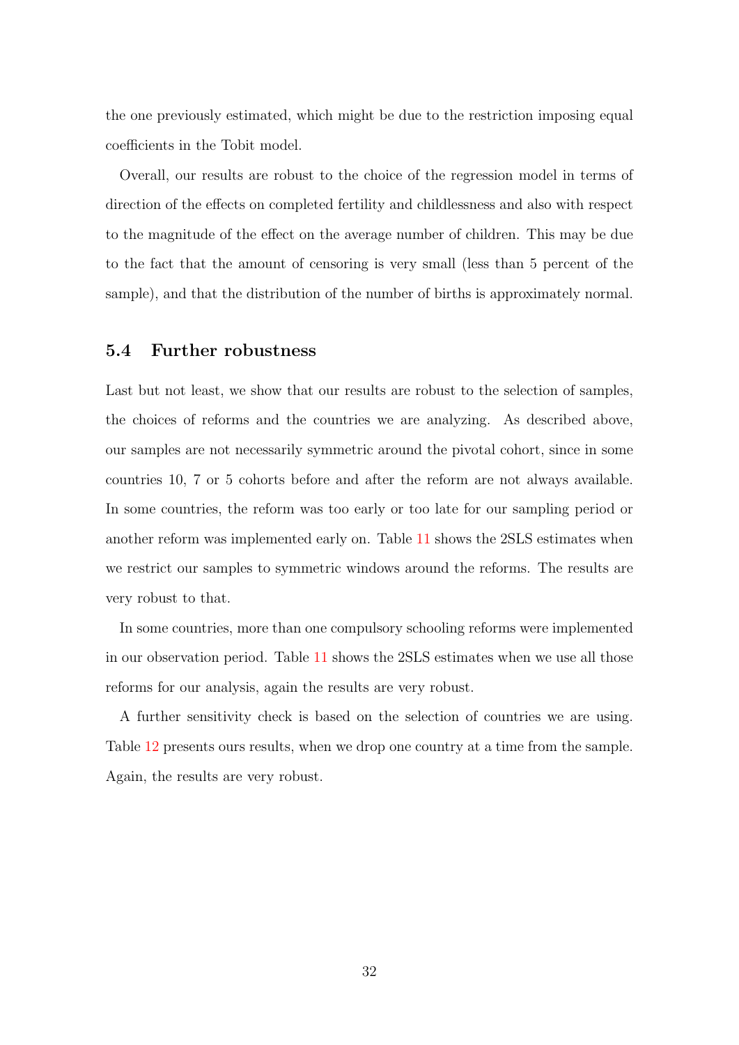the one previously estimated, which might be due to the restriction imposing equal coefficients in the Tobit model.

Overall, our results are robust to the choice of the regression model in terms of direction of the effects on completed fertility and childlessness and also with respect to the magnitude of the effect on the average number of children. This may be due to the fact that the amount of censoring is very small (less than 5 percent of the sample), and that the distribution of the number of births is approximately normal.

### 5.4 Further robustness

Last but not least, we show that our results are robust to the selection of samples, the choices of reforms and the countries we are analyzing. As described above, our samples are not necessarily symmetric around the pivotal cohort, since in some countries 10, 7 or 5 cohorts before and after the reform are not always available. In some countries, the reform was too early or too late for our sampling period or another reform was implemented early on. Table 11 shows the 2SLS estimates when we restrict our samples to symmetric windows around the reforms. The results are very robust to that.

In some countries, more than one compulsory schooling reforms were implemented in our observation period. Table 11 shows the 2SLS estimates when we use all those reforms for our analysis, again the results are very robust.

A further sensitivity check is based on the selection of countries we are using. Table 12 presents ours results, when we drop one country at a time from the sample. Again, the results are very robust.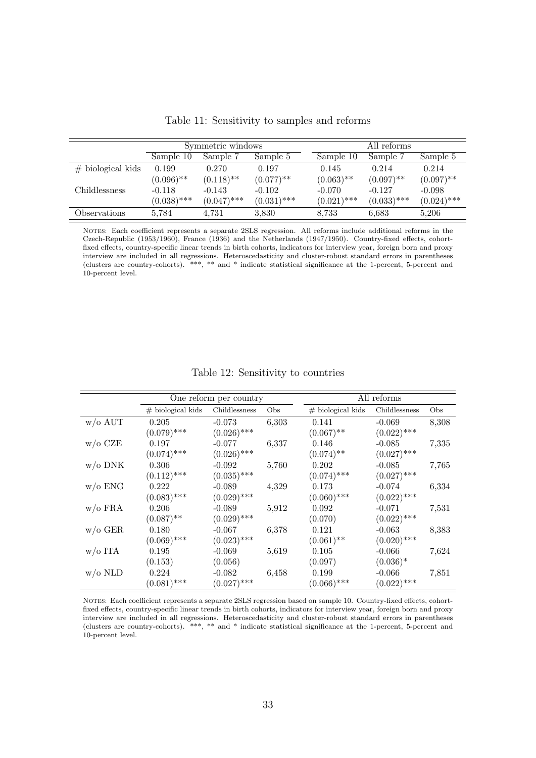Table 11: Sensitivity to samples and reforms

| | Symmetric windows | | | All reforms | | |
|---|---|---|---|---|---|---|
| | Sample 10 | Sample 7 | Sample 5 | Sample 10 | Sample 7 | Sample 5 |
| # biological kids | 0.199 | 0.270 | 0.197 | 0.145 | 0.214 | 0.214 |
| | (0.096)** | (0.118)** | (0.077)** | (0.063)** | (0.097)** | (0.097)** |
| Childlessness | -0.118 | -0.143 | -0.102 | -0.070 | -0.127 | -0.098 |
| | (0.038)*** | (0.047)*** | (0.031)*** | (0.021)*** | (0.033)*** | (0.024)*** |
| Observations | 5,784 | 4,731 | 3,830 | 8,733 | 6,683 | 5,206 |

Notes: Each coefficient represents a separate 2SLS regression. All reforms include additional reforms in the Czech-Republic (1953/1960), France (1936) and the Netherlands (1947/1950). Country-fixed effects, cohort-fixed effects, country-specific linear trends in birth cohorts, indicators for interview year, foreign born and proxy interview are included in all regressions. Heteroscedasticity and cluster-robust standard errors in parentheses (clusters are country-cohorts). ***, ** and * indicate statistical significance at the 1-percent, 5-percent and 10-percent level.

Table 12: Sensitivity to countries

| | One reform per country | | | All reforms | | |
|---|---|---|---|---|---|---|
| | # biological kids | Childlessness | Obs | # biological kids | Childlessness | Obs |
| w/o AUT | 0.205 | -0.073 | 6,303 | 0.141 | -0.069 | 8,308 |
| | (0.079)*** | (0.026)*** | | (0.067)** | (0.022)*** | |
| w/o CZE | 0.197 | -0.077 | 6,337 | 0.146 | -0.085 | 7,335 |
| | (0.074)*** | (0.026)*** | | (0.074)** | (0.027)*** | |
| w/o DNK | 0.306 | -0.092 | 5,760 | 0.202 | -0.085 | 7,765 |
| | (0.112)*** | (0.035)*** | | (0.074)*** | (0.027)*** | |
| w/o ENG | 0.222 | -0.089 | 4,329 | 0.173 | -0.074 | 6,334 |
| | (0.083)*** | (0.029)*** | | (0.060)*** | (0.022)*** | |
| w/o FRA | 0.206 | -0.089 | 5,912 | 0.092 | -0.071 | 7,531 |
| | (0.087)** | (0.029)*** | | (0.070) | (0.022)*** | |
| w/o GER | 0.180 | -0.067 | 6,378 | 0.121 | -0.063 | 8,383 |
| | (0.069)*** | (0.023)*** | | (0.061)** | (0.020)*** | |
| w/o ITA | 0.195 | -0.069 | 5,619 | 0.105 | -0.066 | 7,624 |
| | (0.153) | (0.056) | | (0.097) | (0.036)* | |
| w/o NLD | 0.224 | -0.082 | 6,458 | 0.199 | -0.066 | 7,851 |
| | (0.081)*** | (0.027)*** | | (0.066)*** | (0.022)*** | |

Notes: Each coefficient represents a separate 2SLS regression based on sample 10. Country-fixed effects, cohort-fixed effects, country-specific linear trends in birth cohorts, indicators for interview year, foreign born and proxy interview are included in all regressions. Heteroscedasticity and cluster-robust standard errors in parentheses (clusters are country-cohorts). ***, ** and * indicate statistical significance at the 1-percent, 5-percent and 10-percent level.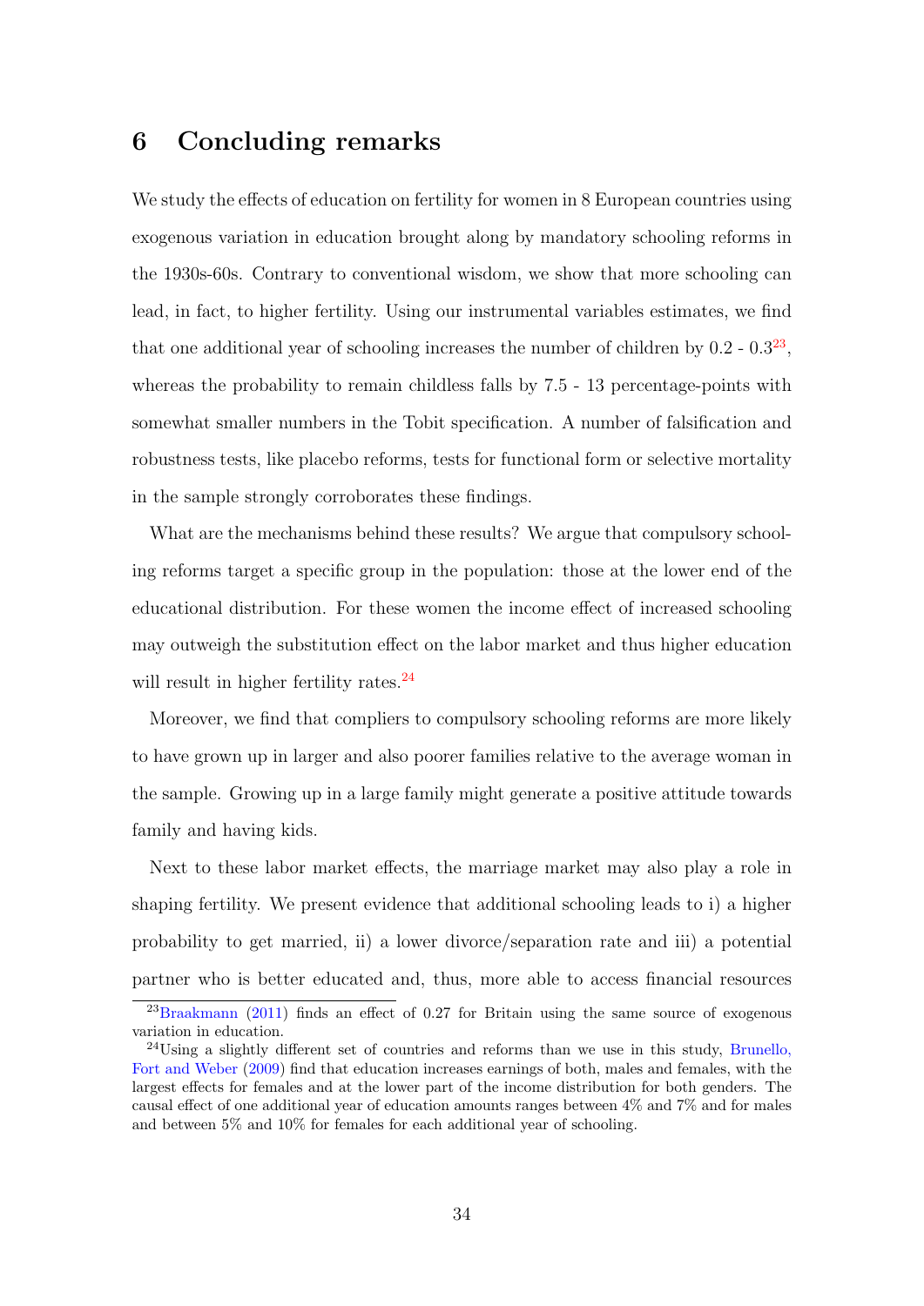## 6 Concluding remarks

We study the effects of education on fertility for women in 8 European countries using exogenous variation in education brought along by mandatory schooling reforms in the 1930s-60s. Contrary to conventional wisdom, we show that more schooling can lead, in fact, to higher fertility. Using our instrumental variables estimates, we find that one additional year of schooling increases the number of children by 0.2 - 0.3[23], whereas the probability to remain childless falls by 7.5 - 13 percentage-points with somewhat smaller numbers in the Tobit specification. A number of falsification and robustness tests, like placebo reforms, tests for functional form or selective mortality in the sample strongly corroborates these findings.

What are the mechanisms behind these results? We argue that compulsory schooling reforms target a specific group in the population: those at the lower end of the educational distribution. For these women the income effect of increased schooling may outweigh the substitution effect on the labor market and thus higher education will result in higher fertility rates.[24]

Moreover, we find that compliers to compulsory schooling reforms are more likely to have grown up in larger and also poorer families relative to the average woman in the sample. Growing up in a large family might generate a positive attitude towards family and having kids.

Next to these labor market effects, the marriage market may also play a role in shaping fertility. We present evidence that additional schooling leads to i) a higher probability to get married, ii) a lower divorce/separation rate and iii) a potential partner who is better educated and, thus, more able to access financial resources

[23] Braakmann (2011) finds an effect of 0.27 for Britain using the same source of exogenous variation in education.

[24] Using a slightly different set of countries and reforms than we use in this study, Brunello, Fort and Weber (2009) find that education increases earnings of both, males and females, with the largest effects for females and at the lower part of the income distribution for both genders. The causal effect of one additional year of education amounts ranges between 4% and 7% and for males and between 5% and 10% for females for each additional year of schooling.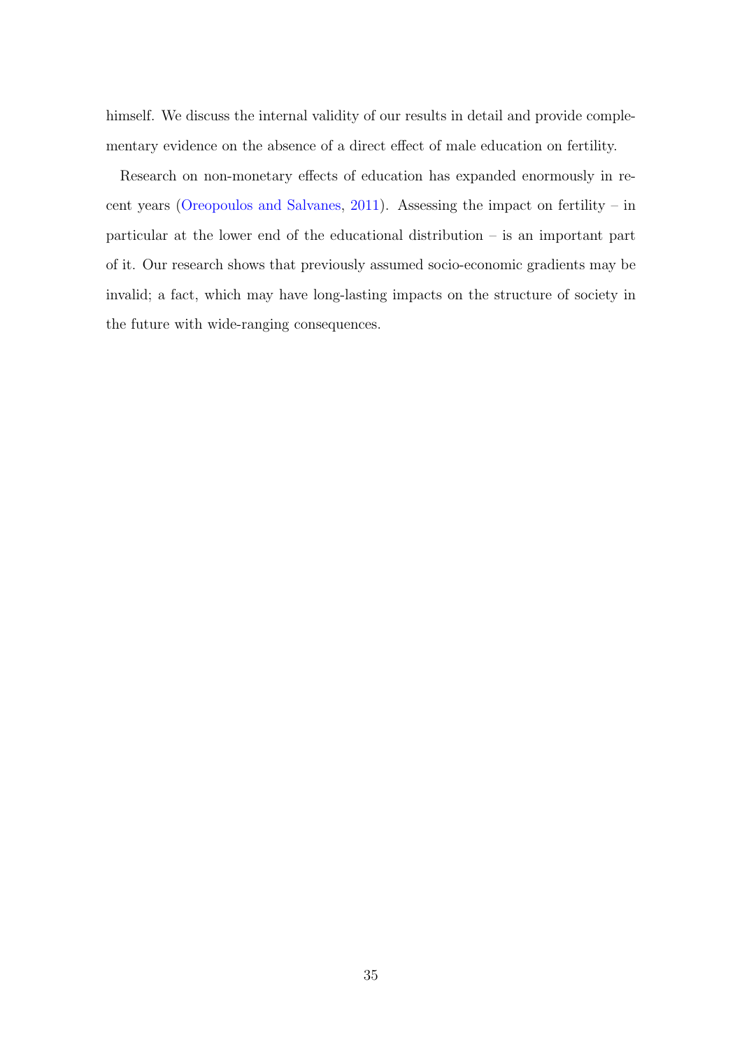himself. We discuss the internal validity of our results in detail and provide complementary evidence on the absence of a direct effect of male education on fertility.

Research on non-monetary effects of education has expanded enormously in recent years (Oreopoulos and Salvanes, 2011). Assessing the impact on fertility – in particular at the lower end of the educational distribution – is an important part of it. Our research shows that previously assumed socio-economic gradients may be invalid; a fact, which may have long-lasting impacts on the structure of society in the future with wide-ranging consequences.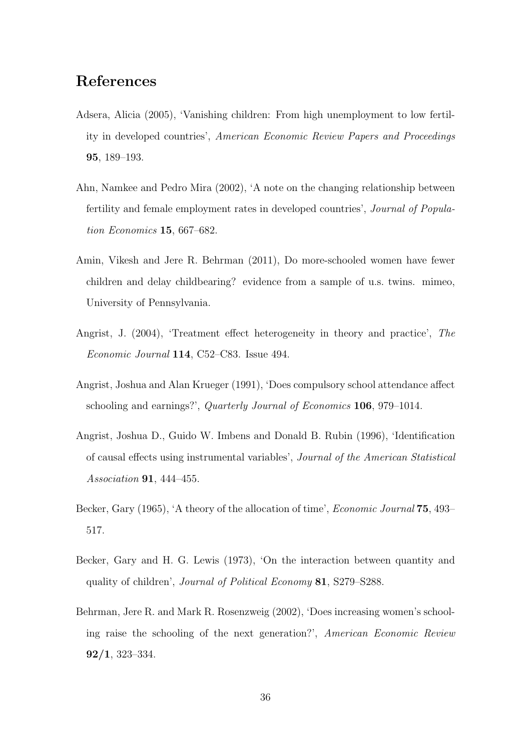## References

Adsera, Alicia (2005), 'Vanishing children: From high unemployment to low fertility in developed countries', *American Economic Review Papers and Proceedings* **95**, 189–193.

Ahn, Namkee and Pedro Mira (2002), 'A note on the changing relationship between fertility and female employment rates in developed countries', *Journal of Population Economics* **15**, 667–682.

Amin, Vikesh and Jere R. Behrman (2011), Do more-schooled women have fewer children and delay childbearing? evidence from a sample of u.s. twins. mimeo, University of Pennsylvania.

Angrist, J. (2004), 'Treatment effect heterogeneity in theory and practice', *The Economic Journal* **114**, C52–C83. Issue 494.

Angrist, Joshua and Alan Krueger (1991), 'Does compulsory school attendance affect schooling and earnings?', *Quarterly Journal of Economics* **106**, 979–1014.

Angrist, Joshua D., Guido W. Imbens and Donald B. Rubin (1996), 'Identification of causal effects using instrumental variables', *Journal of the American Statistical Association* **91**, 444–455.

Becker, Gary (1965), 'A theory of the allocation of time', *Economic Journal* **75**, 493–517.

Becker, Gary and H. G. Lewis (1973), 'On the interaction between quantity and quality of children', *Journal of Political Economy* **81**, S279–S288.

Behrman, Jere R. and Mark R. Rosenzweig (2002), 'Does increasing women's schooling raise the schooling of the next generation?', *American Economic Review* **92/1**, 323–334.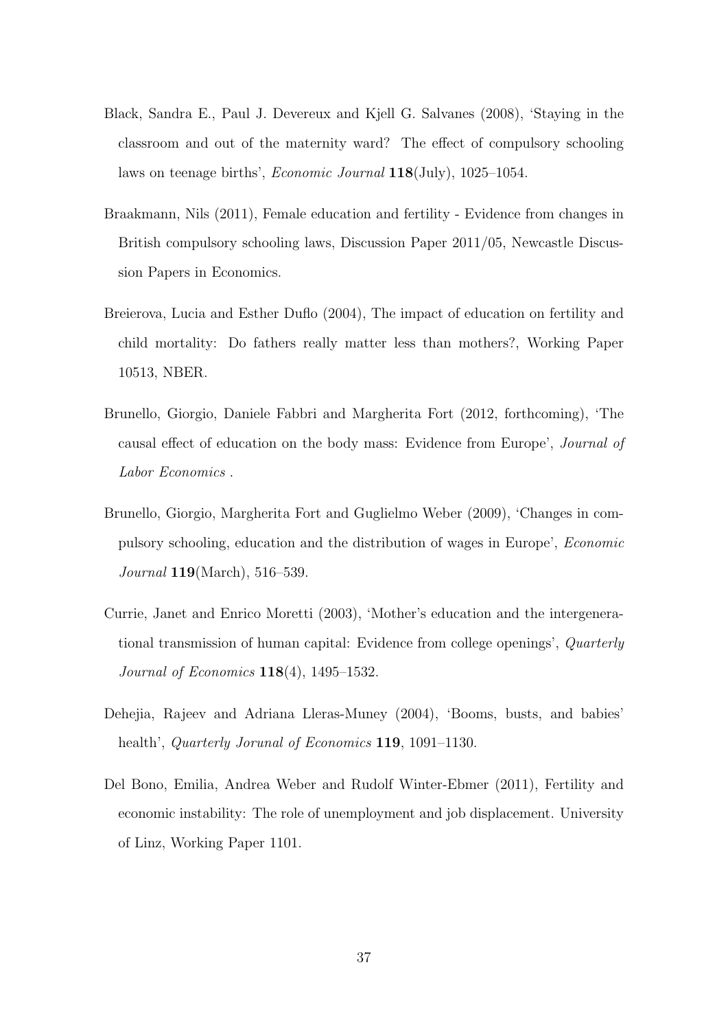Black, Sandra E., Paul J. Devereux and Kjell G. Salvanes (2008), 'Staying in the classroom and out of the maternity ward? The effect of compulsory schooling laws on teenage births', *Economic Journal* **118**(July), 1025–1054.

Braakmann, Nils (2011), Female education and fertility - Evidence from changes in British compulsory schooling laws, Discussion Paper 2011/05, Newcastle Discussion Papers in Economics.

Breierova, Lucia and Esther Duflo (2004), The impact of education on fertility and child mortality: Do fathers really matter less than mothers?, Working Paper 10513, NBER.

Brunello, Giorgio, Daniele Fabbri and Margherita Fort (2012, forthcoming), 'The causal effect of education on the body mass: Evidence from Europe', *Journal of Labor Economics* .

Brunello, Giorgio, Margherita Fort and Guglielmo Weber (2009), 'Changes in compulsory schooling, education and the distribution of wages in Europe', *Economic Journal* **119**(March), 516–539.

Currie, Janet and Enrico Moretti (2003), 'Mother's education and the intergenerational transmission of human capital: Evidence from college openings', *Quarterly Journal of Economics* **118**(4), 1495–1532.

Dehejia, Rajeev and Adriana Lleras-Muney (2004), 'Booms, busts, and babies' health', *Quarterly Jorunal of Economics* **119**, 1091–1130.

Del Bono, Emilia, Andrea Weber and Rudolf Winter-Ebmer (2011), Fertility and economic instability: The role of unemployment and job displacement. University of Linz, Working Paper 1101.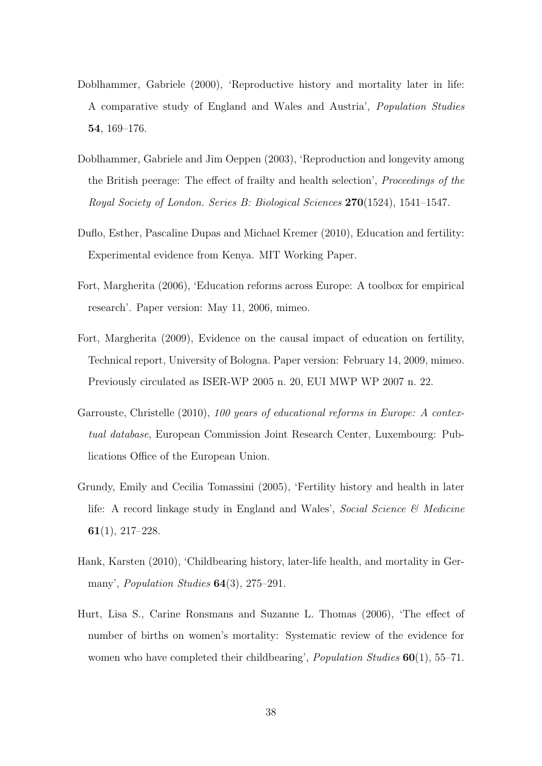Doblhammer, Gabriele (2000), 'Reproductive history and mortality later in life: A comparative study of England and Wales and Austria', *Population Studies* **54**, 169–176.

Doblhammer, Gabriele and Jim Oeppen (2003), 'Reproduction and longevity among the British peerage: The effect of frailty and health selection', *Proceedings of the Royal Society of London. Series B: Biological Sciences* **270**(1524), 1541–1547.

Duflo, Esther, Pascaline Dupas and Michael Kremer (2010), Education and fertility: Experimental evidence from Kenya. MIT Working Paper.

Fort, Margherita (2006), 'Education reforms across Europe: A toolbox for empirical research'. Paper version: May 11, 2006, mimeo.

Fort, Margherita (2009), Evidence on the causal impact of education on fertility, Technical report, University of Bologna. Paper version: February 14, 2009, mimeo. Previously circulated as ISER-WP 2005 n. 20, EUI MWP WP 2007 n. 22.

Garrouste, Christelle (2010), *100 years of educational reforms in Europe: A contextual database*, European Commission Joint Research Center, Luxembourg: Publications Office of the European Union.

Grundy, Emily and Cecilia Tomassini (2005), 'Fertility history and health in later life: A record linkage study in England and Wales', *Social Science & Medicine* **61**(1), 217–228.

Hank, Karsten (2010), 'Childbearing history, later-life health, and mortality in Germany', *Population Studies* **64**(3), 275–291.

Hurt, Lisa S., Carine Ronsmans and Suzanne L. Thomas (2006), 'The effect of number of births on women's mortality: Systematic review of the evidence for women who have completed their childbearing', *Population Studies* **60**(1), 55–71.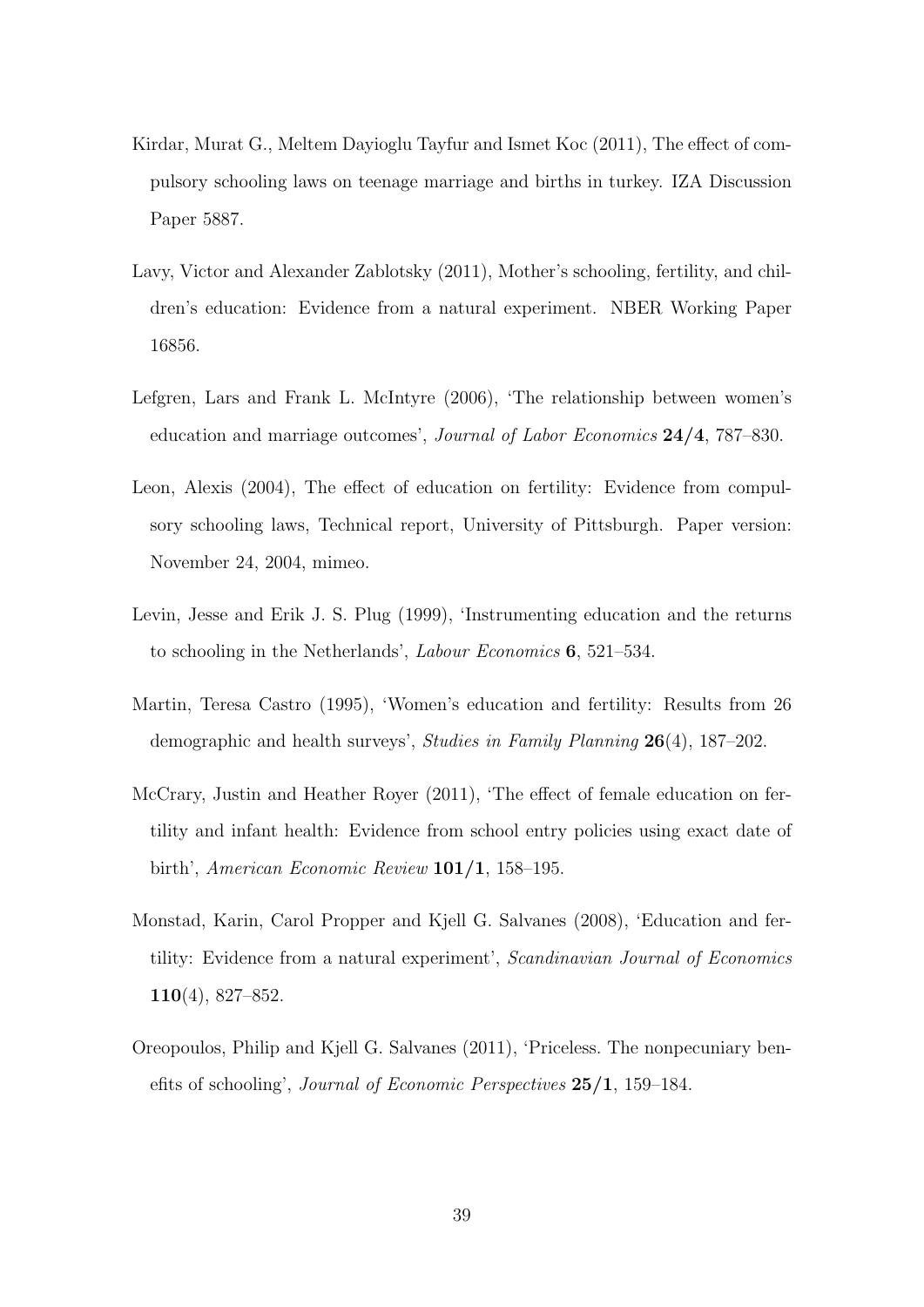Kirdar, Murat G., Meltem Dayioglu Tayfur and Ismet Koc (2011), The effect of compulsory schooling laws on teenage marriage and births in turkey. IZA Discussion Paper 5887.

Lavy, Victor and Alexander Zablotsky (2011), Mother's schooling, fertility, and children's education: Evidence from a natural experiment. NBER Working Paper 16856.

Lefgren, Lars and Frank L. McIntyre (2006), 'The relationship between women's education and marriage outcomes', *Journal of Labor Economics* **24/4**, 787–830.

Leon, Alexis (2004), The effect of education on fertility: Evidence from compulsory schooling laws, Technical report, University of Pittsburgh. Paper version: November 24, 2004, mimeo.

Levin, Jesse and Erik J. S. Plug (1999), 'Instrumenting education and the returns to schooling in the Netherlands', *Labour Economics* **6**, 521–534.

Martin, Teresa Castro (1995), 'Women's education and fertility: Results from 26 demographic and health surveys', *Studies in Family Planning* **26**(4), 187–202.

McCrary, Justin and Heather Royer (2011), 'The effect of female education on fertility and infant health: Evidence from school entry policies using exact date of birth', *American Economic Review* **101/1**, 158–195.

Monstad, Karin, Carol Propper and Kjell G. Salvanes (2008), 'Education and fertility: Evidence from a natural experiment', *Scandinavian Journal of Economics* **110**(4), 827–852.

Oreopoulos, Philip and Kjell G. Salvanes (2011), 'Priceless. The nonpecuniary benefits of schooling', *Journal of Economic Perspectives* **25/1**, 159–184.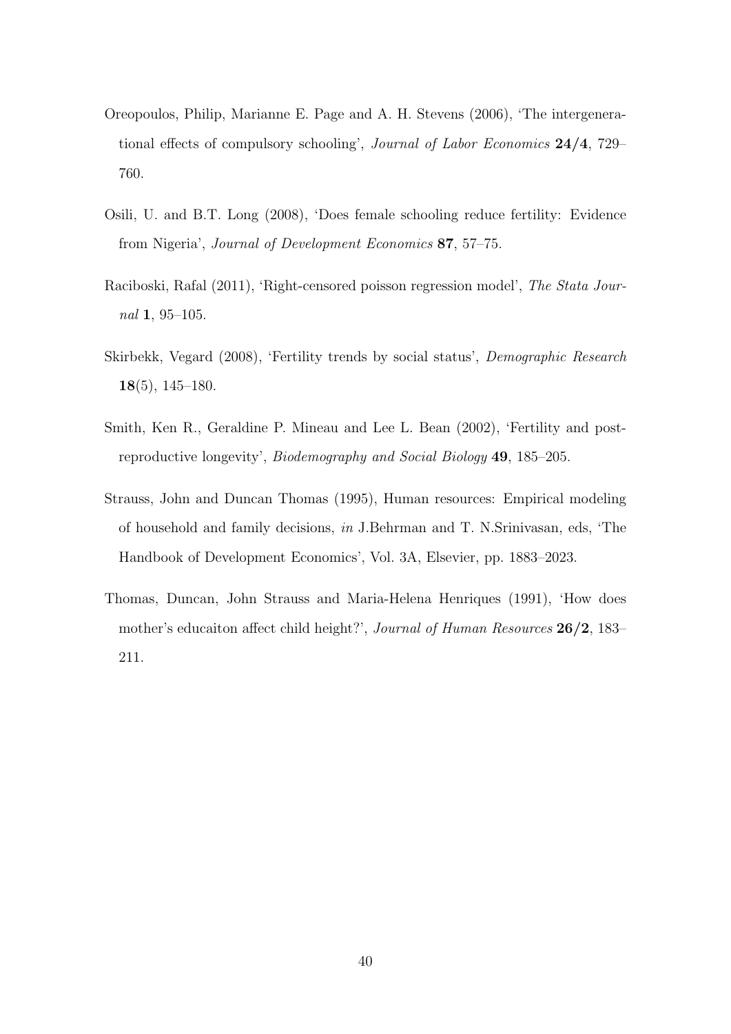Oreopoulos, Philip, Marianne E. Page and A. H. Stevens (2006), 'The intergenerational effects of compulsory schooling', *Journal of Labor Economics* **24/4**, 729–760.

Osili, U. and B.T. Long (2008), 'Does female schooling reduce fertility: Evidence from Nigeria', *Journal of Development Economics* **87**, 57–75.

Raciboski, Rafal (2011), 'Right-censored poisson regression model', *The Stata Journal* **1**, 95–105.

Skirbekk, Vegard (2008), 'Fertility trends by social status', *Demographic Research* **18**(5), 145–180.

Smith, Ken R., Geraldine P. Mineau and Lee L. Bean (2002), 'Fertility and post-reproductive longevity', *Biodemography and Social Biology* **49**, 185–205.

Strauss, John and Duncan Thomas (1995), Human resources: Empirical modeling of household and family decisions, *in* J.Behrman and T. N.Srinivasan, eds, 'The Handbook of Development Economics', Vol. 3A, Elsevier, pp. 1883–2023.

Thomas, Duncan, John Strauss and Maria-Helena Henriques (1991), 'How does mother's educaiton affect child height?', *Journal of Human Resources* **26/2**, 183–211.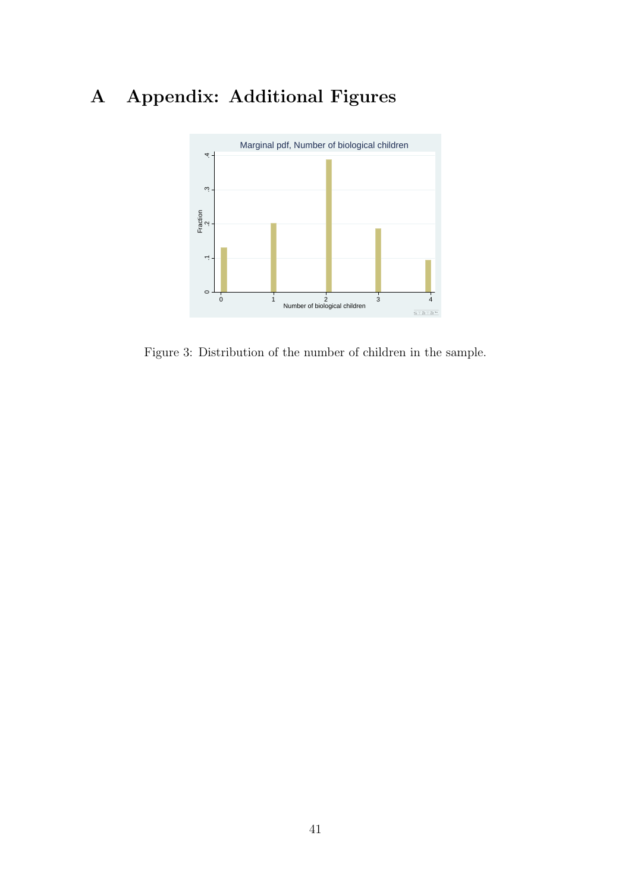# A Appendix: Additional Figures

Figure 3: Distribution of the number of children in the sample.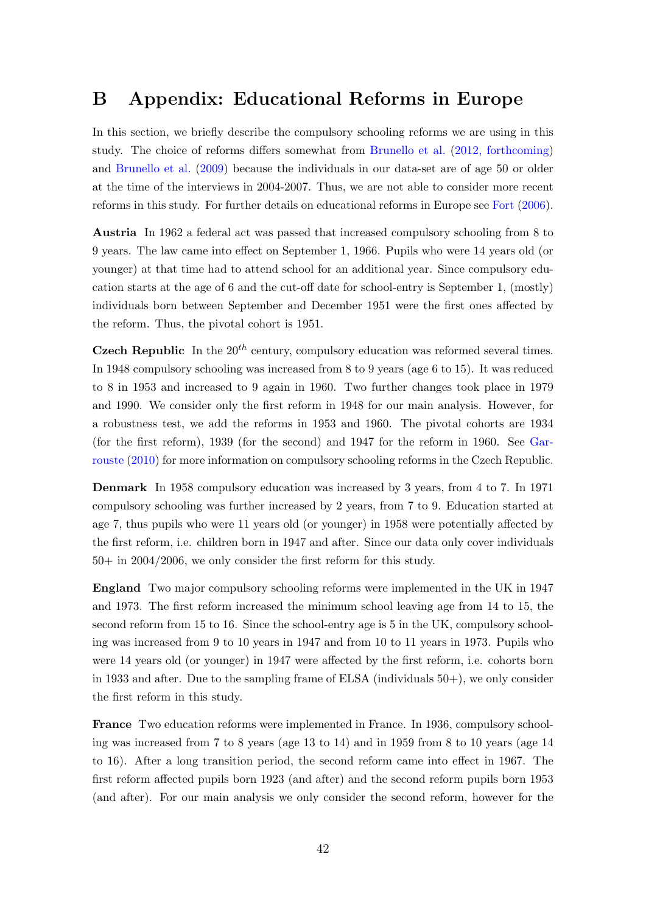# B Appendix: Educational Reforms in Europe

In this section, we briefly describe the compulsory schooling reforms we are using in this study. The choice of reforms differs somewhat from Brunello et al. (2012, forthcoming) and Brunello et al. (2009) because the individuals in our data-set are of age 50 or older at the time of the interviews in 2004-2007. Thus, we are not able to consider more recent reforms in this study. For further details on educational reforms in Europe see Fort (2006).

**Austria** In 1962 a federal act was passed that increased compulsory schooling from 8 to 9 years. The law came into effect on September 1, 1966. Pupils who were 14 years old (or younger) at that time had to attend school for an additional year. Since compulsory education starts at the age of 6 and the cut-off date for school-entry is September 1, (mostly) individuals born between September and December 1951 were the first ones affected by the reform. Thus, the pivotal cohort is 1951.

**Czech Republic** In the $20^{th}$ century, compulsory education was reformed several times. In 1948 compulsory schooling was increased from 8 to 9 years (age 6 to 15). It was reduced to 8 in 1953 and increased to 9 again in 1960. Two further changes took place in 1979 and 1990. We consider only the first reform in 1948 for our main analysis. However, for a robustness test, we add the reforms in 1953 and 1960. The pivotal cohorts are 1934 (for the first reform), 1939 (for the second) and 1947 for the reform in 1960. See Garrouste (2010) for more information on compulsory schooling reforms in the Czech Republic.

**Denmark** In 1958 compulsory education was increased by 3 years, from 4 to 7. In 1971 compulsory schooling was further increased by 2 years, from 7 to 9. Education started at age 7, thus pupils who were 11 years old (or younger) in 1958 were potentially affected by the first reform, i.e. children born in 1947 and after. Since our data only cover individuals 50+ in 2004/2006, we only consider the first reform for this study.

**England** Two major compulsory schooling reforms were implemented in the UK in 1947 and 1973. The first reform increased the minimum school leaving age from 14 to 15, the second reform from 15 to 16. Since the school-entry age is 5 in the UK, compulsory schooling was increased from 9 to 10 years in 1947 and from 10 to 11 years in 1973. Pupils who were 14 years old (or younger) in 1947 were affected by the first reform, i.e. cohorts born in 1933 and after. Due to the sampling frame of ELSA (individuals 50+), we only consider the first reform in this study.

**France** Two education reforms were implemented in France. In 1936, compulsory schooling was increased from 7 to 8 years (age 13 to 14) and in 1959 from 8 to 10 years (age 14 to 16). After a long transition period, the second reform came into effect in 1967. The first reform affected pupils born 1923 (and after) and the second reform pupils born 1953 (and after). For our main analysis we only consider the second reform, however for the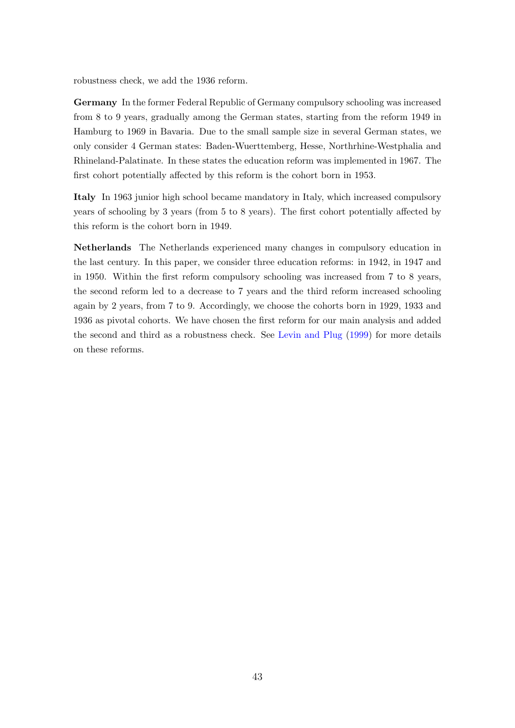robustness check, we add the 1936 reform.

**Germany** In the former Federal Republic of Germany compulsory schooling was increased from 8 to 9 years, gradually among the German states, starting from the reform 1949 in Hamburg to 1969 in Bavaria. Due to the small sample size in several German states, we only consider 4 German states: Baden-Wuerttemberg, Hesse, Northrhine-Westphalia and Rhineland-Palatinate. In these states the education reform was implemented in 1967. The first cohort potentially affected by this reform is the cohort born in 1953.

**Italy** In 1963 junior high school became mandatory in Italy, which increased compulsory years of schooling by 3 years (from 5 to 8 years). The first cohort potentially affected by this reform is the cohort born in 1949.

**Netherlands** The Netherlands experienced many changes in compulsory education in the last century. In this paper, we consider three education reforms: in 1942, in 1947 and in 1950. Within the first reform compulsory schooling was increased from 7 to 8 years, the second reform led to a decrease to 7 years and the third reform increased schooling again by 2 years, from 7 to 9. Accordingly, we choose the cohorts born in 1929, 1933 and 1936 as pivotal cohorts. We have chosen the first reform for our main analysis and added the second and third as a robustness check. See Levin and Plug (1999) for more details on these reforms.